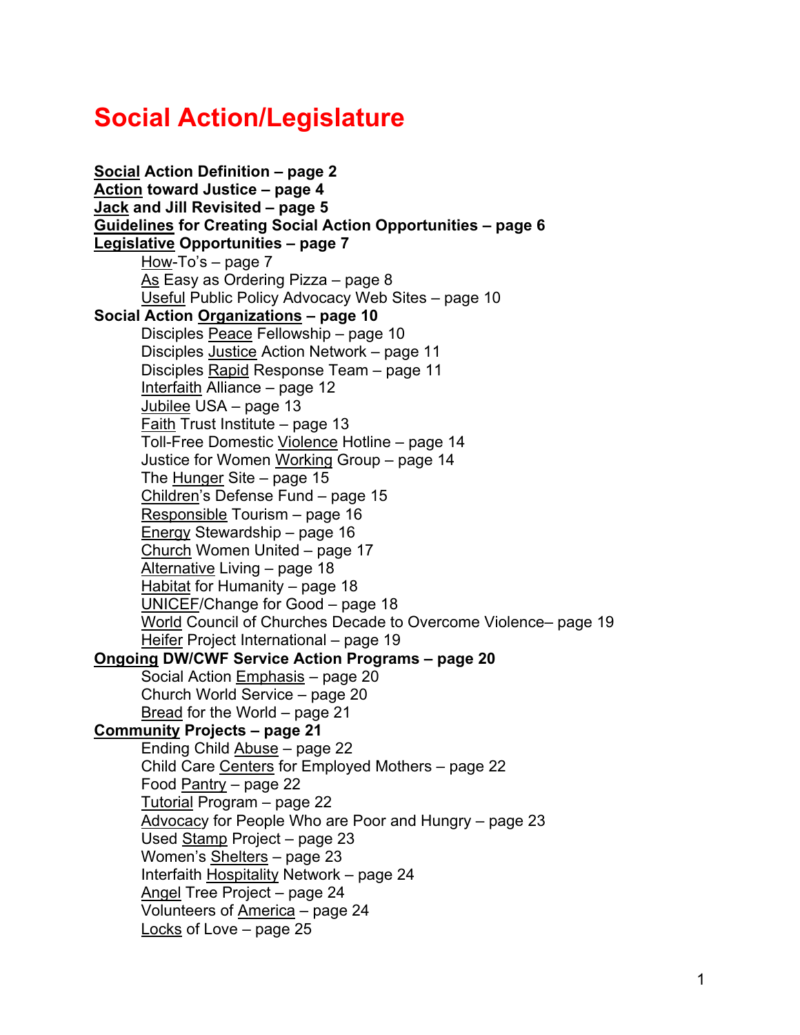# Social Action/Legislature

**Social Action Definition – page 2**
**Action toward Justice – page 4**
**Jack and Jill Revisited – page 5**
**Guidelines for Creating Social Action Opportunities – page 6**
**Legislative Opportunities – page 7**

- How-To's – page 7
- As Easy as Ordering Pizza – page 8
- Useful Public Policy Advocacy Web Sites – page 10

**Social Action Organizations – page 10**

- Disciples Peace Fellowship – page 10
- Disciples Justice Action Network – page 11
- Disciples Rapid Response Team – page 11
- Interfaith Alliance – page 12
- Jubilee USA – page 13
- Faith Trust Institute – page 13
- Toll-Free Domestic Violence Hotline – page 14
- Justice for Women Working Group – page 14
- The Hunger Site – page 15
- Children's Defense Fund – page 15
- Responsible Tourism – page 16
- Energy Stewardship – page 16
- Church Women United – page 17
- Alternative Living – page 18
- Habitat for Humanity – page 18
- UNICEF/Change for Good – page 18
- World Council of Churches Decade to Overcome Violence– page 19
- Heifer Project International – page 19

**Ongoing DW/CWF Service Action Programs – page 20**

- Social Action Emphasis – page 20
- Church World Service – page 20
- Bread for the World – page 21

**Community Projects – page 21**

- Ending Child Abuse – page 22
- Child Care Centers for Employed Mothers – page 22
- Food Pantry – page 22
- Tutorial Program – page 22
- Advocacy for People Who are Poor and Hungry – page 23
- Used Stamp Project – page 23
- Women's Shelters – page 23
- Interfaith Hospitality Network – page 24
- Angel Tree Project – page 24
- Volunteers of America – page 24
- Locks of Love – page 25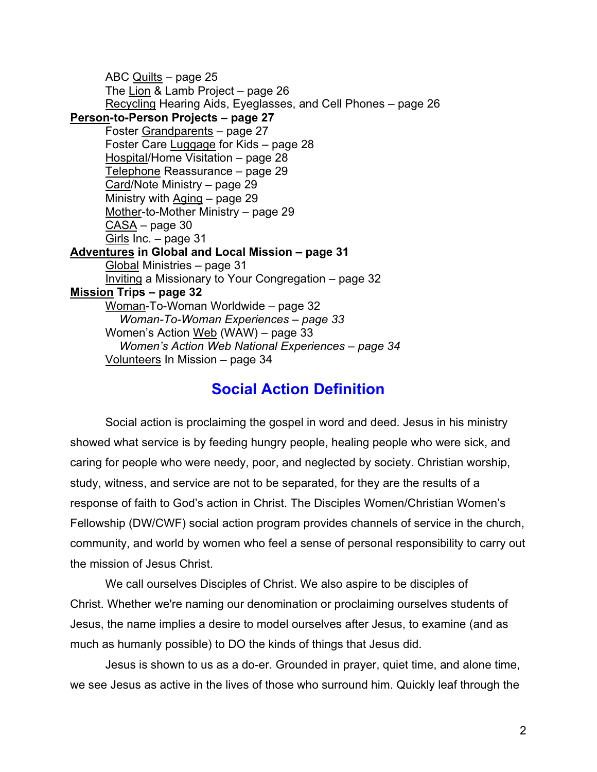ABC <u>Quilts</u> – page 25
The <u>Lion</u> & Lamb Project – page 26
<u>Recycling</u> Hearing Aids, Eyeglasses, and Cell Phones – page 26

**<u>Person</u>-to-Person Projects – page 27**

Foster <u>Grandparents</u> – page 27
Foster Care <u>Luggage</u> for Kids – page 28
<u>Hospital</u>/Home Visitation – page 28
<u>Telephone</u> Reassurance – page 29
<u>Card</u>/Note Ministry – page 29
Ministry with <u>Aging</u> – page 29
<u>Mother</u>-to-Mother Ministry – page 29
<u>CASA</u> – page 30
<u>Girls</u> Inc. – page 31

**<u>Adventures</u> in Global and Local Mission – page 31**

<u>Global</u> Ministries – page 31
<u>Inviting</u> a Missionary to Your Congregation – page 32

**<u>Mission</u> Trips – page 32**

<u>Woman</u>-To-Woman Worldwide – page 32
*Woman-To-Woman Experiences – page 33*
Women's Action <u>Web</u> (WAW) – page 33
*Women's Action Web National Experiences – page 34*
<u>Volunteers</u> In Mission – page 34

## Social Action Definition

Social action is proclaiming the gospel in word and deed. Jesus in his ministry showed what service is by feeding hungry people, healing people who were sick, and caring for people who were needy, poor, and neglected by society. Christian worship, study, witness, and service are not to be separated, for they are the results of a response of faith to God's action in Christ. The Disciples Women/Christian Women's Fellowship (DW/CWF) social action program provides channels of service in the church, community, and world by women who feel a sense of personal responsibility to carry out the mission of Jesus Christ.

We call ourselves Disciples of Christ. We also aspire to be disciples of Christ. Whether we're naming our denomination or proclaiming ourselves students of Jesus, the name implies a desire to model ourselves after Jesus, to examine (and as much as humanly possible) to DO the kinds of things that Jesus did.

Jesus is shown to us as a do-er. Grounded in prayer, quiet time, and alone time, we see Jesus as active in the lives of those who surround him. Quickly leaf through the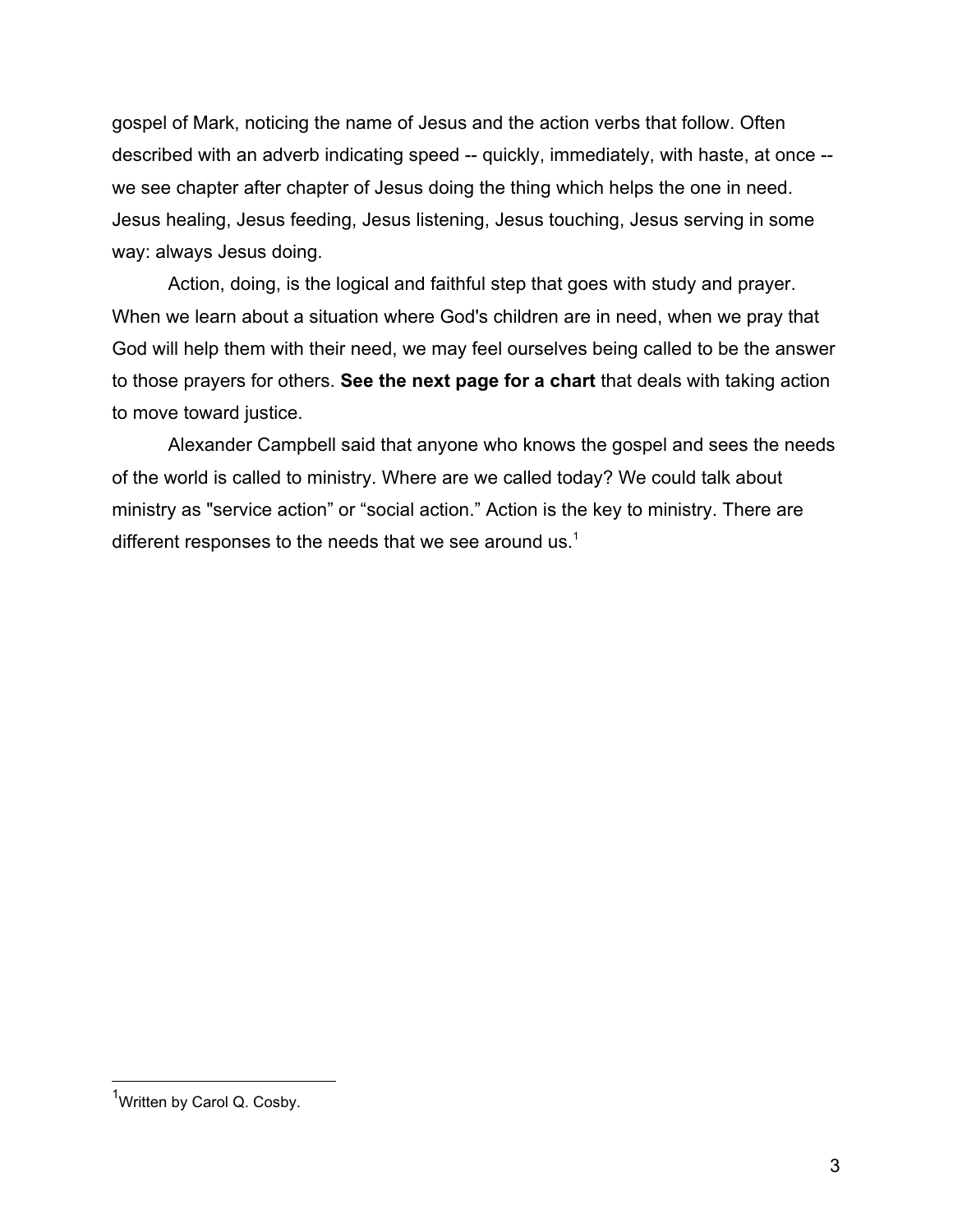gospel of Mark, noticing the name of Jesus and the action verbs that follow. Often described with an adverb indicating speed -- quickly, immediately, with haste, at once -- we see chapter after chapter of Jesus doing the thing which helps the one in need. Jesus healing, Jesus feeding, Jesus listening, Jesus touching, Jesus serving in some way: always Jesus doing.

Action, doing, is the logical and faithful step that goes with study and prayer. When we learn about a situation where God's children are in need, when we pray that God will help them with their need, we may feel ourselves being called to be the answer to those prayers for others. **See the next page for a chart** that deals with taking action to move toward justice.

Alexander Campbell said that anyone who knows the gospel and sees the needs of the world is called to ministry. Where are we called today? We could talk about ministry as "service action" or "social action." Action is the key to ministry. There are different responses to the needs that we see around us.[1]

---

[1]Written by Carol Q. Cosby.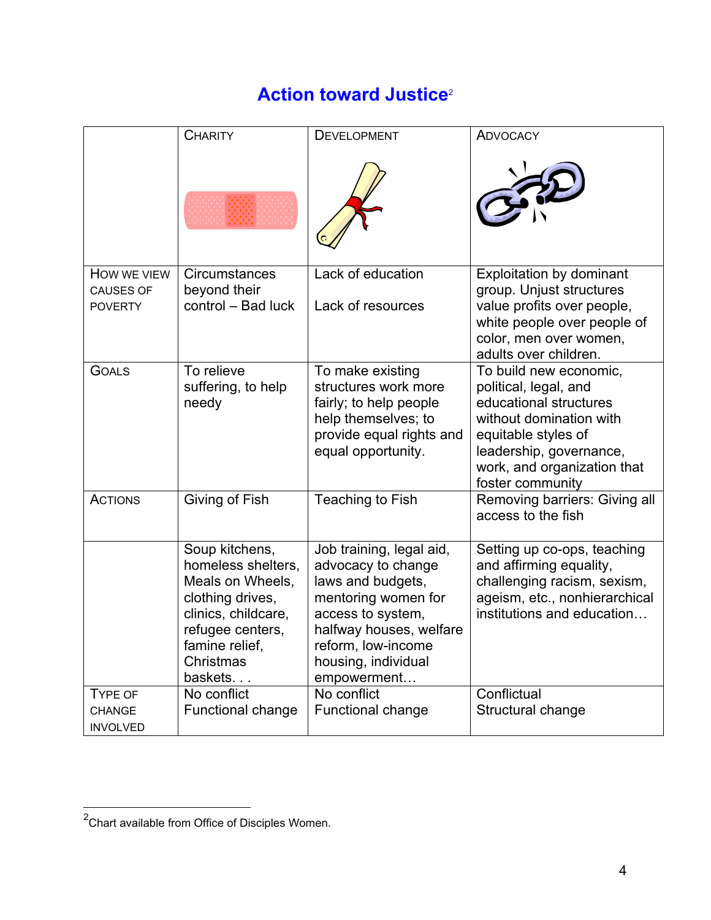## Action toward Justice[2]

| | Charity | Development | Advocacy |
|---|---|---|---|
| How we view causes of poverty | Circumstances beyond their control – Bad luck | Lack of education<br><br>Lack of resources | Exploitation by dominant group. Unjust structures value profits over people, white people over people of color, men over women, adults over children. |
| Goals | To relieve suffering, to help needy | To make existing structures work more fairly; to help people help themselves; to provide equal rights and equal opportunity. | To build new economic, political, legal, and educational structures without domination with equitable styles of leadership, governance, work, and organization that foster community |
| Actions | Giving of Fish | Teaching to Fish | Removing barriers: Giving all access to the fish |
| | Soup kitchens, homeless shelters, Meals on Wheels, clothing drives, clinics, childcare, refugee centers, famine relief, Christmas baskets. . . | Job training, legal aid, advocacy to change laws and budgets, mentoring women for access to system, halfway houses, welfare reform, low-income housing, individual empowerment… | Setting up co-ops, teaching and affirming equality, challenging racism, sexism, ageism, etc., nonhierarchical institutions and education… |
| Type of change involved | No conflict<br>Functional change | No conflict<br>Functional change | Conflictual<br>Structural change |

[2] Chart available from Office of Disciples Women.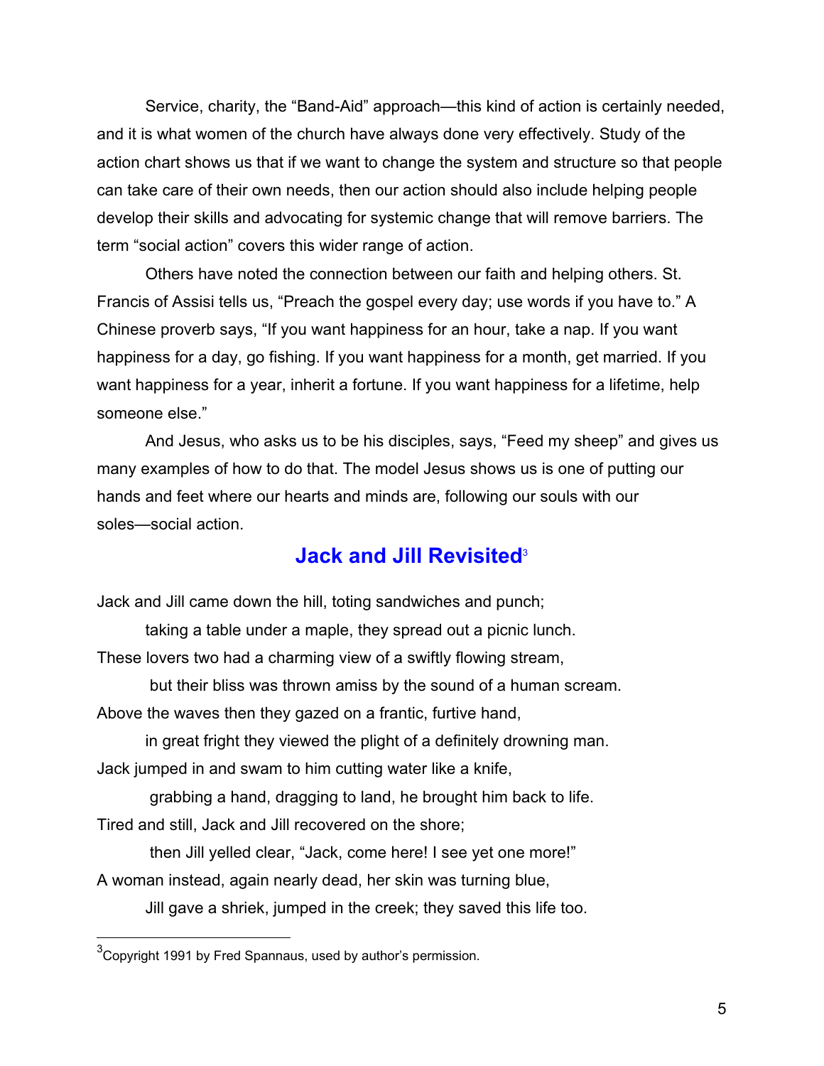Service, charity, the "Band-Aid" approach—this kind of action is certainly needed, and it is what women of the church have always done very effectively. Study of the action chart shows us that if we want to change the system and structure so that people can take care of their own needs, then our action should also include helping people develop their skills and advocating for systemic change that will remove barriers. The term "social action" covers this wider range of action.

Others have noted the connection between our faith and helping others. St. Francis of Assisi tells us, "Preach the gospel every day; use words if you have to." A Chinese proverb says, "If you want happiness for an hour, take a nap. If you want happiness for a day, go fishing. If you want happiness for a month, get married. If you want happiness for a year, inherit a fortune. If you want happiness for a lifetime, help someone else."

And Jesus, who asks us to be his disciples, says, "Feed my sheep" and gives us many examples of how to do that. The model Jesus shows us is one of putting our hands and feet where our hearts and minds are, following our souls with our soles—social action.

## Jack and Jill Revisited[3]

Jack and Jill came down the hill, toting sandwiches and punch;
    taking a table under a maple, they spread out a picnic lunch.
These lovers two had a charming view of a swiftly flowing stream,
    but their bliss was thrown amiss by the sound of a human scream.
Above the waves then they gazed on a frantic, furtive hand,
    in great fright they viewed the plight of a definitely drowning man.
Jack jumped in and swam to him cutting water like a knife,
    grabbing a hand, dragging to land, he brought him back to life.
Tired and still, Jack and Jill recovered on the shore;
    then Jill yelled clear, "Jack, come here! I see yet one more!"
A woman instead, again nearly dead, her skin was turning blue,
    Jill gave a shriek, jumped in the creek; they saved this life too.

[3]Copyright 1991 by Fred Spannaus, used by author's permission.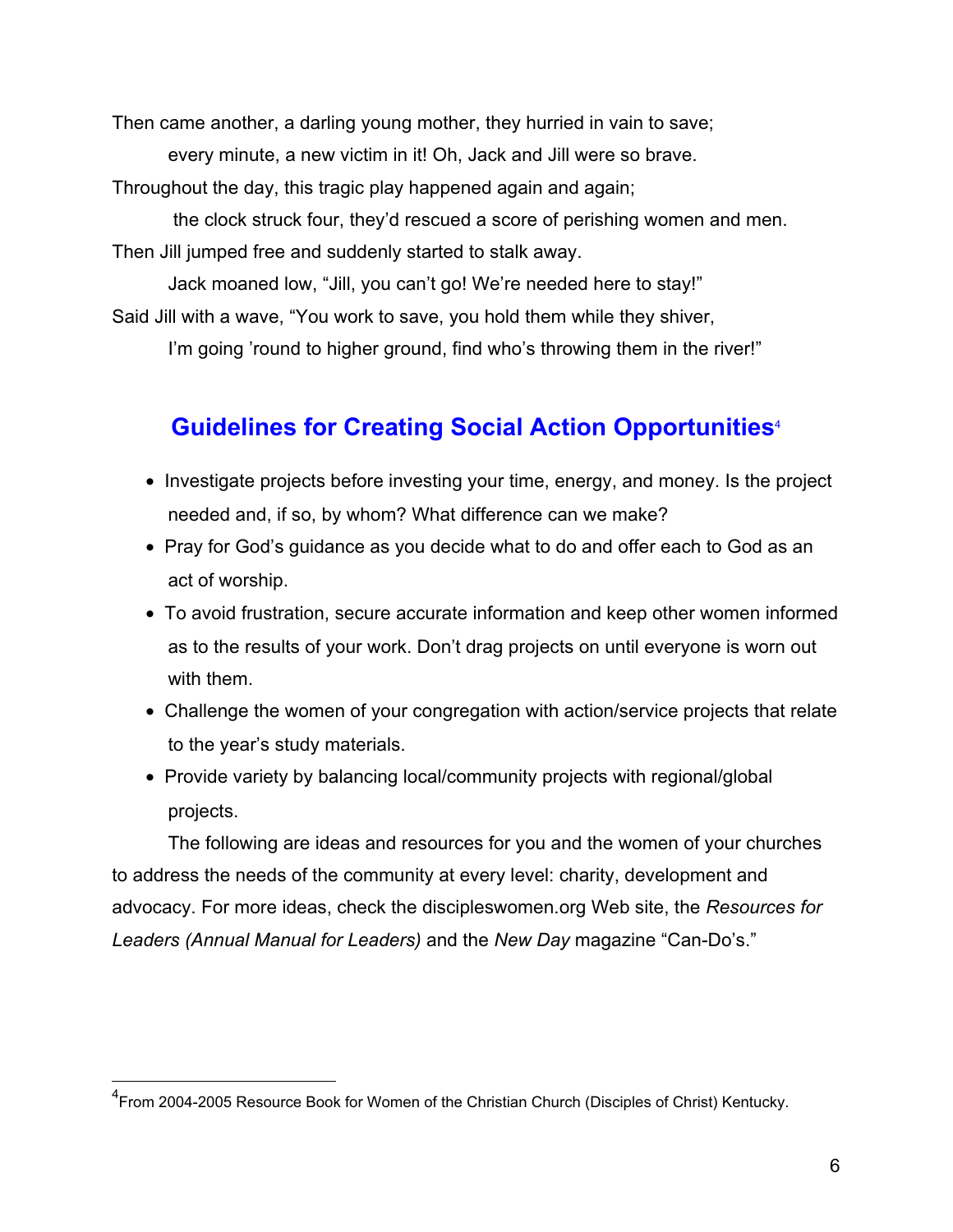Then came another, a darling young mother, they hurried in vain to save;

every minute, a new victim in it! Oh, Jack and Jill were so brave.

Throughout the day, this tragic play happened again and again;

the clock struck four, they'd rescued a score of perishing women and men.

Then Jill jumped free and suddenly started to stalk away.

Jack moaned low, "Jill, you can't go! We're needed here to stay!"

Said Jill with a wave, "You work to save, you hold them while they shiver,

I'm going 'round to higher ground, find who's throwing them in the river!"

## Guidelines for Creating Social Action Opportunities[4]

- Investigate projects before investing your time, energy, and money. Is the project needed and, if so, by whom? What difference can we make?
- Pray for God's guidance as you decide what to do and offer each to God as an act of worship.
- To avoid frustration, secure accurate information and keep other women informed as to the results of your work. Don't drag projects on until everyone is worn out with them.
- Challenge the women of your congregation with action/service projects that relate to the year's study materials.
- Provide variety by balancing local/community projects with regional/global projects.

The following are ideas and resources for you and the women of your churches to address the needs of the community at every level: charity, development and advocacy. For more ideas, check the discipleswomen.org Web site, the *Resources for Leaders (Annual Manual for Leaders)* and the *New Day* magazine "Can-Do's."

[4] From 2004-2005 Resource Book for Women of the Christian Church (Disciples of Christ) Kentucky.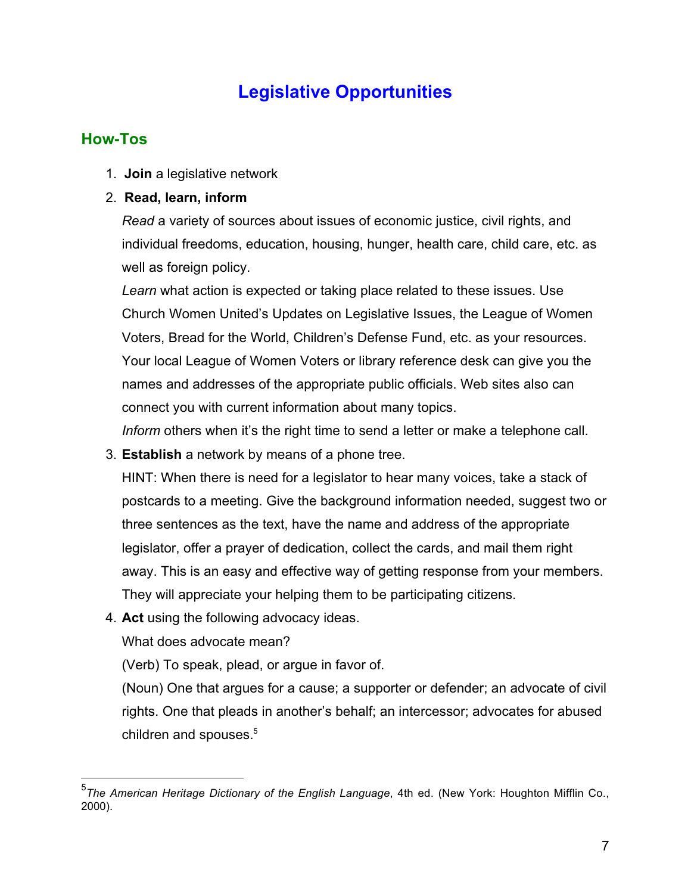# Legislative Opportunities

## How-Tos

1. **Join** a legislative network
2. **Read, learn, inform**

   *Read* a variety of sources about issues of economic justice, civil rights, and individual freedoms, education, housing, hunger, health care, child care, etc. as well as foreign policy.

   *Learn* what action is expected or taking place related to these issues. Use Church Women United's Updates on Legislative Issues, the League of Women Voters, Bread for the World, Children's Defense Fund, etc. as your resources. Your local League of Women Voters or library reference desk can give you the names and addresses of the appropriate public officials. Web sites also can connect you with current information about many topics.

   *Inform* others when it's the right time to send a letter or make a telephone call.
3. **Establish** a network by means of a phone tree.

   HINT: When there is need for a legislator to hear many voices, take a stack of postcards to a meeting. Give the background information needed, suggest two or three sentences as the text, have the name and address of the appropriate legislator, offer a prayer of dedication, collect the cards, and mail them right away. This is an easy and effective way of getting response from your members. They will appreciate your helping them to be participating citizens.
4. **Act** using the following advocacy ideas.

   What does advocate mean?

   (Verb) To speak, plead, or argue in favor of.

   (Noun) One that argues for a cause; a supporter or defender; an advocate of civil rights. One that pleads in another's behalf; an intercessor; advocates for abused children and spouses.[5]

---

[5] *The American Heritage Dictionary of the English Language*, 4th ed. (New York: Houghton Mifflin Co., 2000).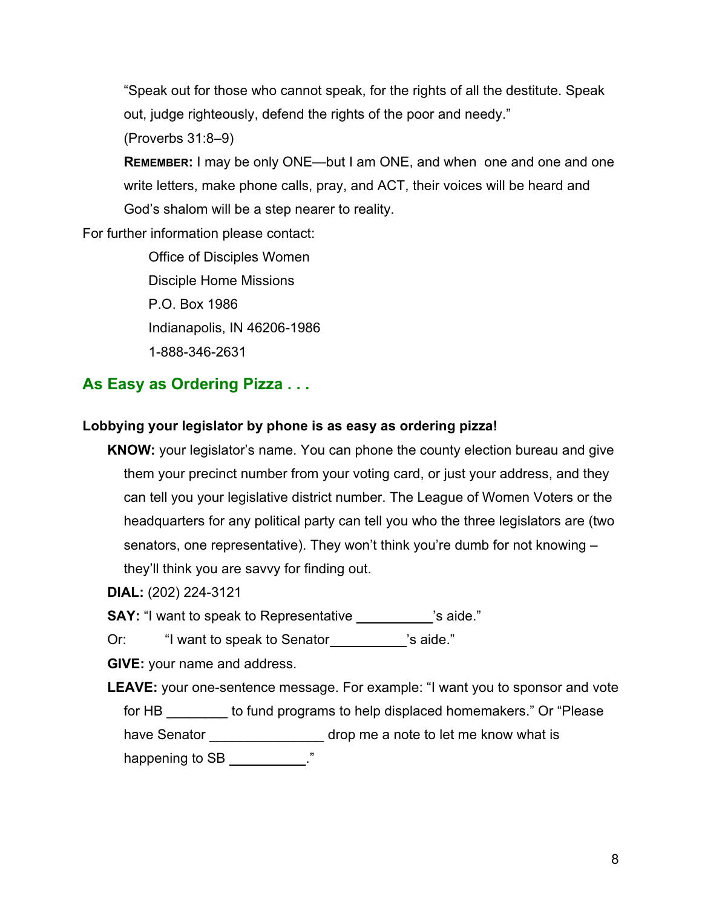"Speak out for those who cannot speak, for the rights of all the destitute. Speak out, judge righteously, defend the rights of the poor and needy."
(Proverbs 31:8–9)

**REMEMBER:** I may be only ONE—but I am ONE, and when one and one and one write letters, make phone calls, pray, and ACT, their voices will be heard and God's shalom will be a step nearer to reality.

For further information please contact:

Office of Disciples Women
Disciple Home Missions
P.O. Box 1986
Indianapolis, IN 46206-1986
1-888-346-2631

## As Easy as Ordering Pizza . . .

**Lobbying your legislator by phone is as easy as ordering pizza!**

**KNOW:** your legislator's name. You can phone the county election bureau and give them your precinct number from your voting card, or just your address, and they can tell you your legislative district number. The League of Women Voters or the headquarters for any political party can tell you who the three legislators are (two senators, one representative). They won't think you're dumb for not knowing – they'll think you are savvy for finding out.

**DIAL:** (202) 224-3121

**SAY:** "I want to speak to Representative __________'s aide."

Or: "I want to speak to Senator__________'s aide."

**GIVE:** your name and address.

**LEAVE:** your one-sentence message. For example: "I want you to sponsor and vote for HB ________ to fund programs to help displaced homemakers." Or "Please have Senator _______________ drop me a note to let me know what is happening to SB __________."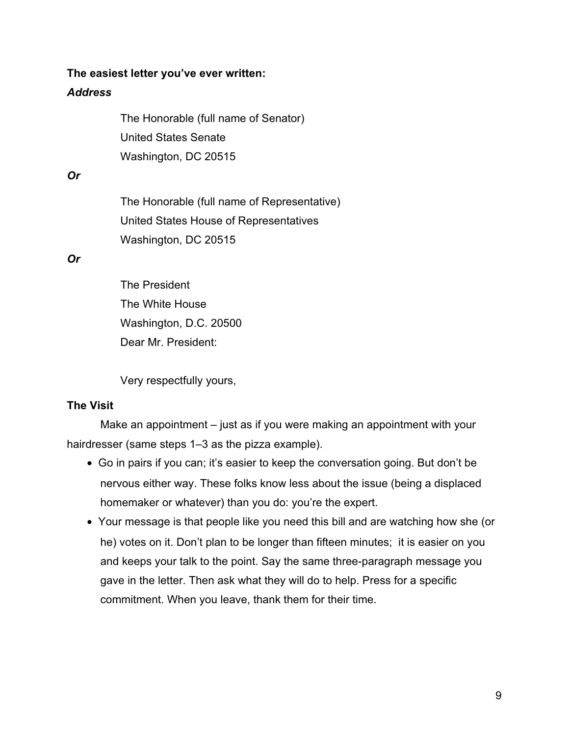**The easiest letter you've ever written:**

***Address***

The Honorable (full name of Senator)
United States Senate
Washington, DC 20515

***Or***

The Honorable (full name of Representative)
United States House of Representatives
Washington, DC 20515

***Or***

The President
The White House
Washington, D.C. 20500
Dear Mr. President:

Very respectfully yours,

**The Visit**

Make an appointment – just as if you were making an appointment with your hairdresser (same steps 1–3 as the pizza example).

- Go in pairs if you can; it's easier to keep the conversation going. But don't be nervous either way. These folks know less about the issue (being a displaced homemaker or whatever) than you do: you're the expert.
- Your message is that people like you need this bill and are watching how she (or he) votes on it. Don't plan to be longer than fifteen minutes; it is easier on you and keeps your talk to the point. Say the same three-paragraph message you gave in the letter. Then ask what they will do to help. Press for a specific commitment. When you leave, thank them for their time.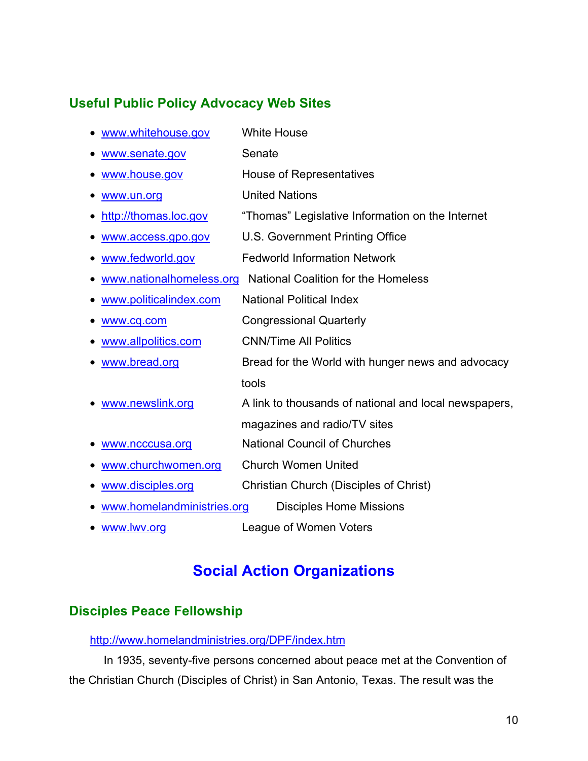## Useful Public Policy Advocacy Web Sites

- www.whitehouse.gov — White House
- www.senate.gov — Senate
- www.house.gov — House of Representatives
- www.un.org — United Nations
- http://thomas.loc.gov — "Thomas" Legislative Information on the Internet
- www.access.gpo.gov — U.S. Government Printing Office
- www.fedworld.gov — Fedworld Information Network
- www.nationalhomeless.org — National Coalition for the Homeless
- www.politicalindex.com — National Political Index
- www.cq.com — Congressional Quarterly
- www.allpolitics.com — CNN/Time All Politics
- www.bread.org — Bread for the World with hunger news and advocacy tools
- www.newslink.org — A link to thousands of national and local newspapers, magazines and radio/TV sites
- www.ncccusa.org — National Council of Churches
- www.churchwomen.org — Church Women United
- www.disciples.org — Christian Church (Disciples of Christ)
- www.homelandministries.org — Disciples Home Missions
- www.lwv.org — League of Women Voters

# Social Action Organizations

## Disciples Peace Fellowship

http://www.homelandministries.org/DPF/index.htm

In 1935, seventy-five persons concerned about peace met at the Convention of the Christian Church (Disciples of Christ) in San Antonio, Texas. The result was the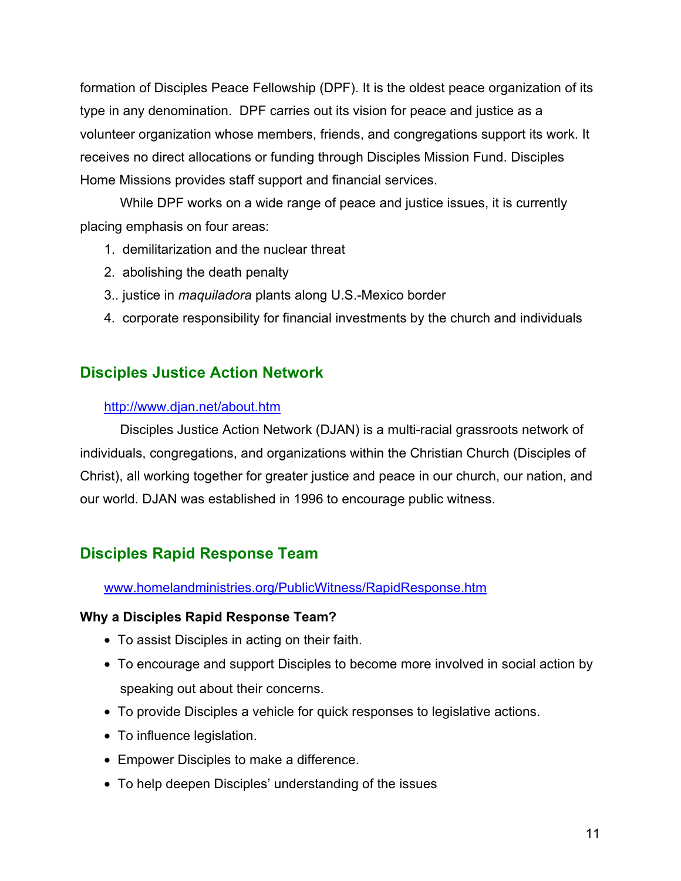formation of Disciples Peace Fellowship (DPF). It is the oldest peace organization of its type in any denomination. DPF carries out its vision for peace and justice as a volunteer organization whose members, friends, and congregations support its work. It receives no direct allocations or funding through Disciples Mission Fund. Disciples Home Missions provides staff support and financial services.

While DPF works on a wide range of peace and justice issues, it is currently placing emphasis on four areas:

1. demilitarization and the nuclear threat
2. abolishing the death penalty
3. justice in *maquiladora* plants along U.S.-Mexico border
4. corporate responsibility for financial investments by the church and individuals

## Disciples Justice Action Network

http://www.djan.net/about.htm

Disciples Justice Action Network (DJAN) is a multi-racial grassroots network of individuals, congregations, and organizations within the Christian Church (Disciples of Christ), all working together for greater justice and peace in our church, our nation, and our world. DJAN was established in 1996 to encourage public witness.

## Disciples Rapid Response Team

www.homelandministries.org/PublicWitness/RapidResponse.htm

**Why a Disciples Rapid Response Team?**

- To assist Disciples in acting on their faith.
- To encourage and support Disciples to become more involved in social action by speaking out about their concerns.
- To provide Disciples a vehicle for quick responses to legislative actions.
- To influence legislation.
- Empower Disciples to make a difference.
- To help deepen Disciples' understanding of the issues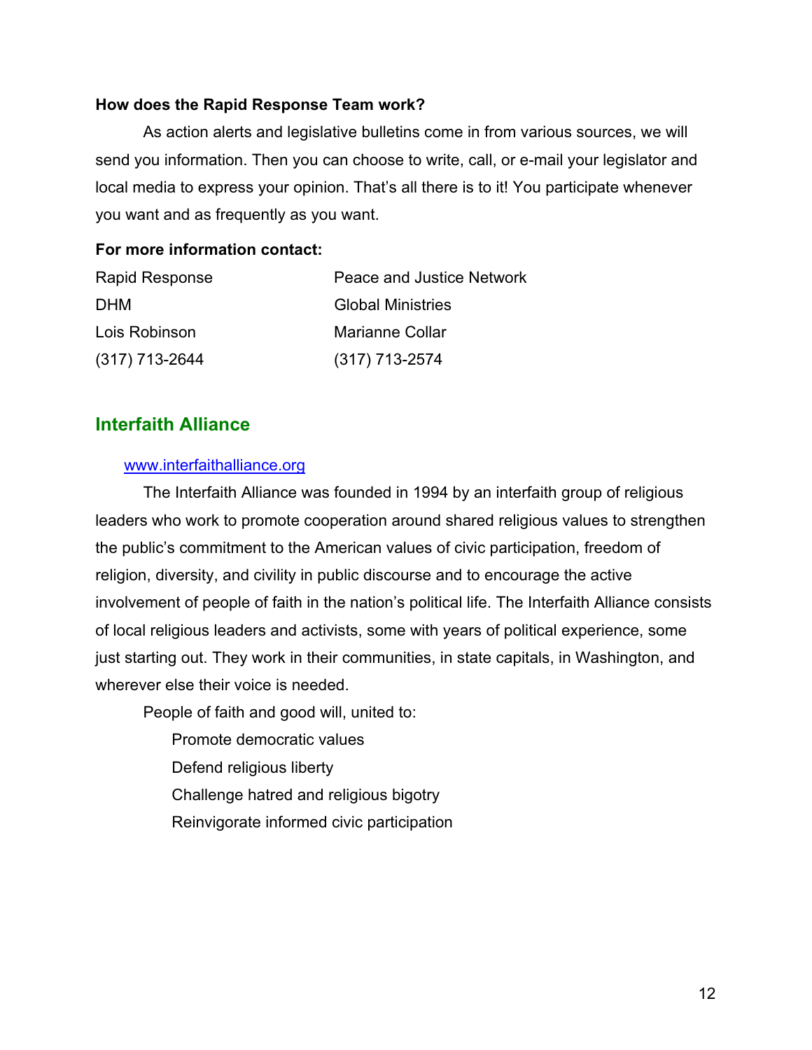**How does the Rapid Response Team work?**

As action alerts and legislative bulletins come in from various sources, we will send you information. Then you can choose to write, call, or e-mail your legislator and local media to express your opinion. That's all there is to it! You participate whenever you want and as frequently as you want.

**For more information contact:**

| Rapid Response | Peace and Justice Network |
|---|---|
| DHM | Global Ministries |
| Lois Robinson | Marianne Collar |
| (317) 713-2644 | (317) 713-2574 |

## Interfaith Alliance

[www.interfaithalliance.org](http://www.interfaithalliance.org)

The Interfaith Alliance was founded in 1994 by an interfaith group of religious leaders who work to promote cooperation around shared religious values to strengthen the public's commitment to the American values of civic participation, freedom of religion, diversity, and civility in public discourse and to encourage the active involvement of people of faith in the nation's political life. The Interfaith Alliance consists of local religious leaders and activists, some with years of political experience, some just starting out. They work in their communities, in state capitals, in Washington, and wherever else their voice is needed.

People of faith and good will, united to:

- Promote democratic values
- Defend religious liberty
- Challenge hatred and religious bigotry
- Reinvigorate informed civic participation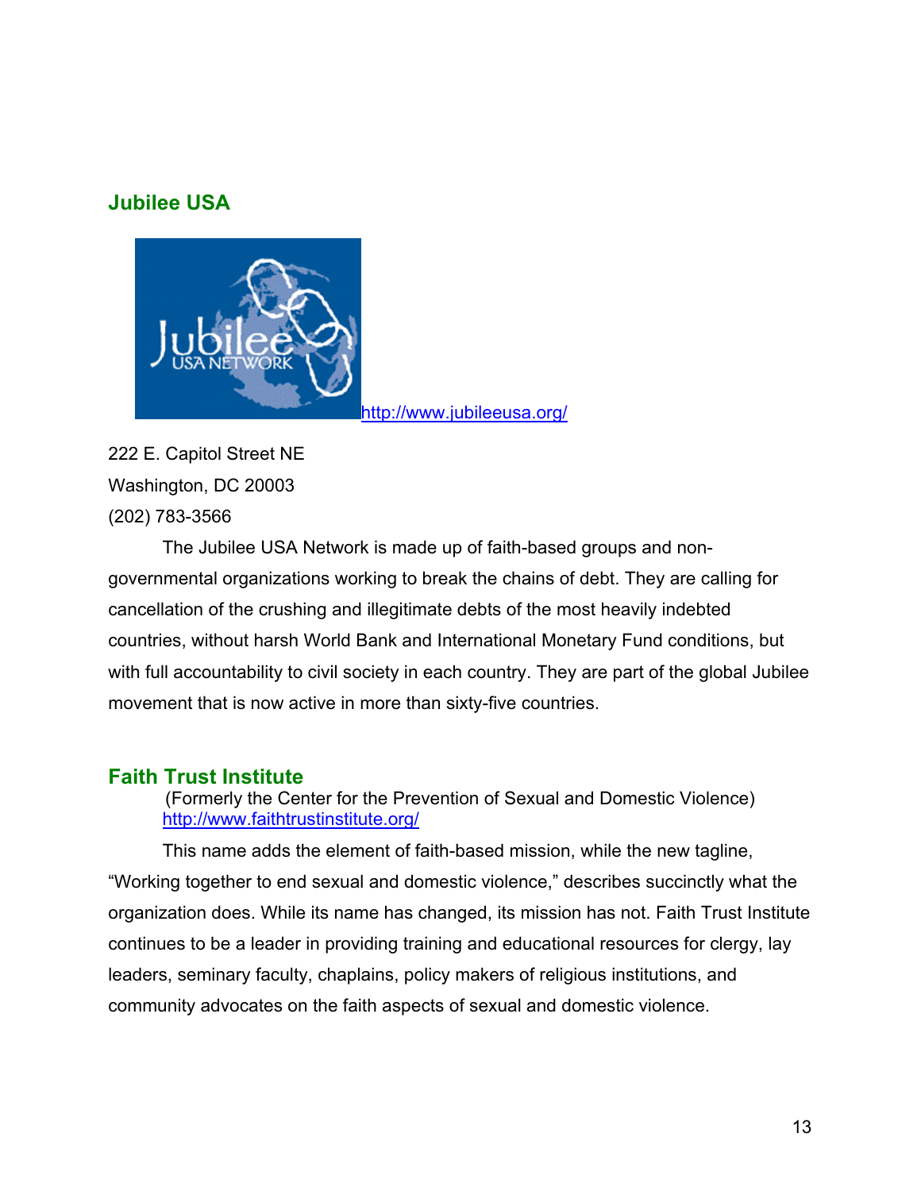## Jubilee USA

http://www.jubileeusa.org/

222 E. Capitol Street NE
Washington, DC 20003
(202) 783-3566

The Jubilee USA Network is made up of faith-based groups and non-governmental organizations working to break the chains of debt. They are calling for cancellation of the crushing and illegitimate debts of the most heavily indebted countries, without harsh World Bank and International Monetary Fund conditions, but with full accountability to civil society in each country. They are part of the global Jubilee movement that is now active in more than sixty-five countries.

## Faith Trust Institute

(Formerly the Center for the Prevention of Sexual and Domestic Violence)
http://www.faithtrustinstitute.org/

This name adds the element of faith-based mission, while the new tagline, "Working together to end sexual and domestic violence," describes succinctly what the organization does. While its name has changed, its mission has not. Faith Trust Institute continues to be a leader in providing training and educational resources for clergy, lay leaders, seminary faculty, chaplains, policy makers of religious institutions, and community advocates on the faith aspects of sexual and domestic violence.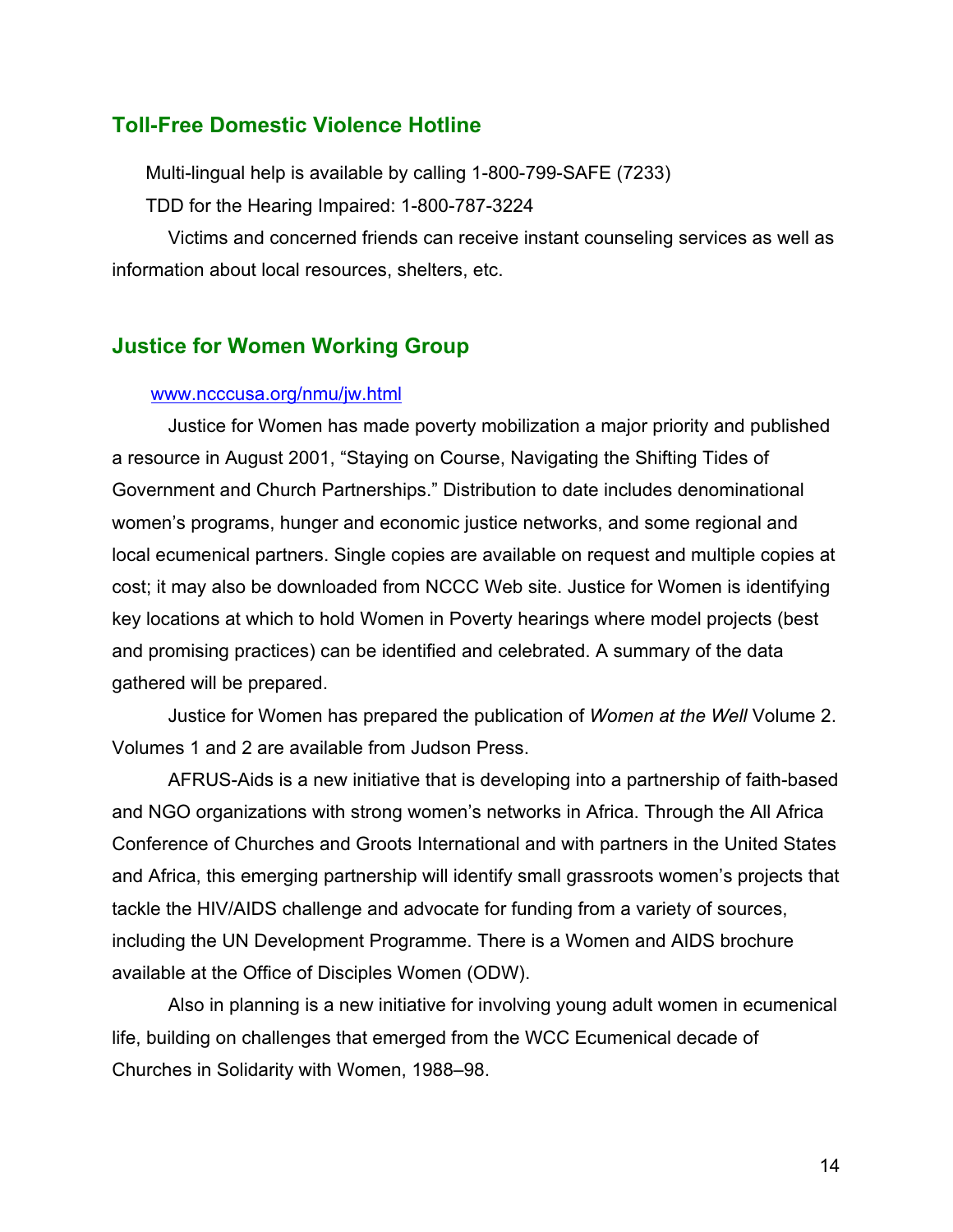## Toll-Free Domestic Violence Hotline

Multi-lingual help is available by calling 1-800-799-SAFE (7233)

TDD for the Hearing Impaired: 1-800-787-3224

Victims and concerned friends can receive instant counseling services as well as information about local resources, shelters, etc.

## Justice for Women Working Group

www.ncccusa.org/nmu/jw.html

Justice for Women has made poverty mobilization a major priority and published a resource in August 2001, "Staying on Course, Navigating the Shifting Tides of Government and Church Partnerships." Distribution to date includes denominational women's programs, hunger and economic justice networks, and some regional and local ecumenical partners. Single copies are available on request and multiple copies at cost; it may also be downloaded from NCCC Web site. Justice for Women is identifying key locations at which to hold Women in Poverty hearings where model projects (best and promising practices) can be identified and celebrated. A summary of the data gathered will be prepared.

Justice for Women has prepared the publication of *Women at the Well* Volume 2. Volumes 1 and 2 are available from Judson Press.

AFRUS-Aids is a new initiative that is developing into a partnership of faith-based and NGO organizations with strong women's networks in Africa. Through the All Africa Conference of Churches and Groots International and with partners in the United States and Africa, this emerging partnership will identify small grassroots women's projects that tackle the HIV/AIDS challenge and advocate for funding from a variety of sources, including the UN Development Programme. There is a Women and AIDS brochure available at the Office of Disciples Women (ODW).

Also in planning is a new initiative for involving young adult women in ecumenical life, building on challenges that emerged from the WCC Ecumenical decade of Churches in Solidarity with Women, 1988–98.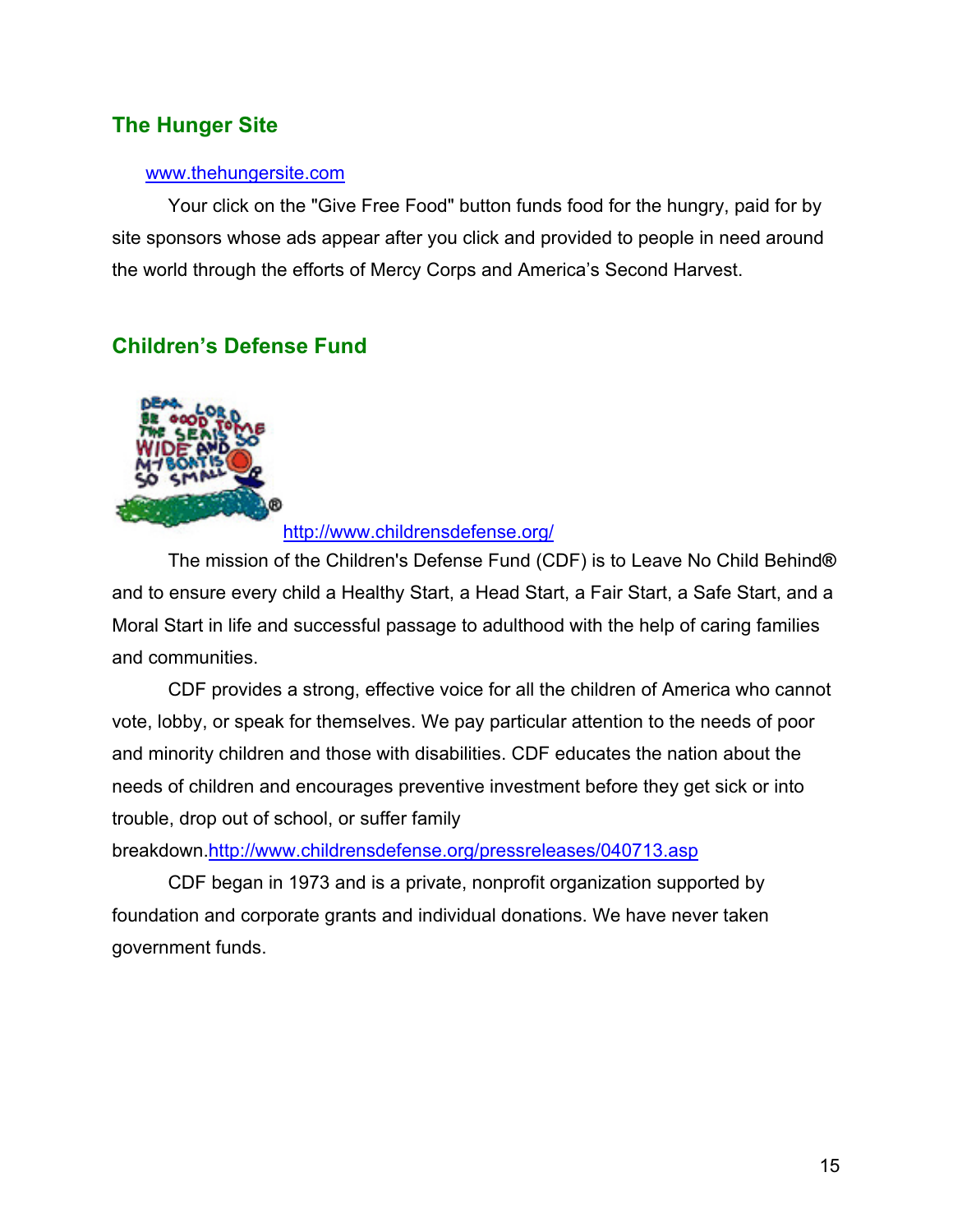## The Hunger Site

www.thehungersite.com

Your click on the "Give Free Food" button funds food for the hungry, paid for by site sponsors whose ads appear after you click and provided to people in need around the world through the efforts of Mercy Corps and America's Second Harvest.

## Children's Defense Fund

http://www.childrensdefense.org/

The mission of the Children's Defense Fund (CDF) is to Leave No Child Behind® and to ensure every child a Healthy Start, a Head Start, a Fair Start, a Safe Start, and a Moral Start in life and successful passage to adulthood with the help of caring families and communities.

CDF provides a strong, effective voice for all the children of America who cannot vote, lobby, or speak for themselves. We pay particular attention to the needs of poor and minority children and those with disabilities. CDF educates the nation about the needs of children and encourages preventive investment before they get sick or into trouble, drop out of school, or suffer family breakdown.http://www.childrensdefense.org/pressreleases/040713.asp

CDF began in 1973 and is a private, nonprofit organization supported by foundation and corporate grants and individual donations. We have never taken government funds.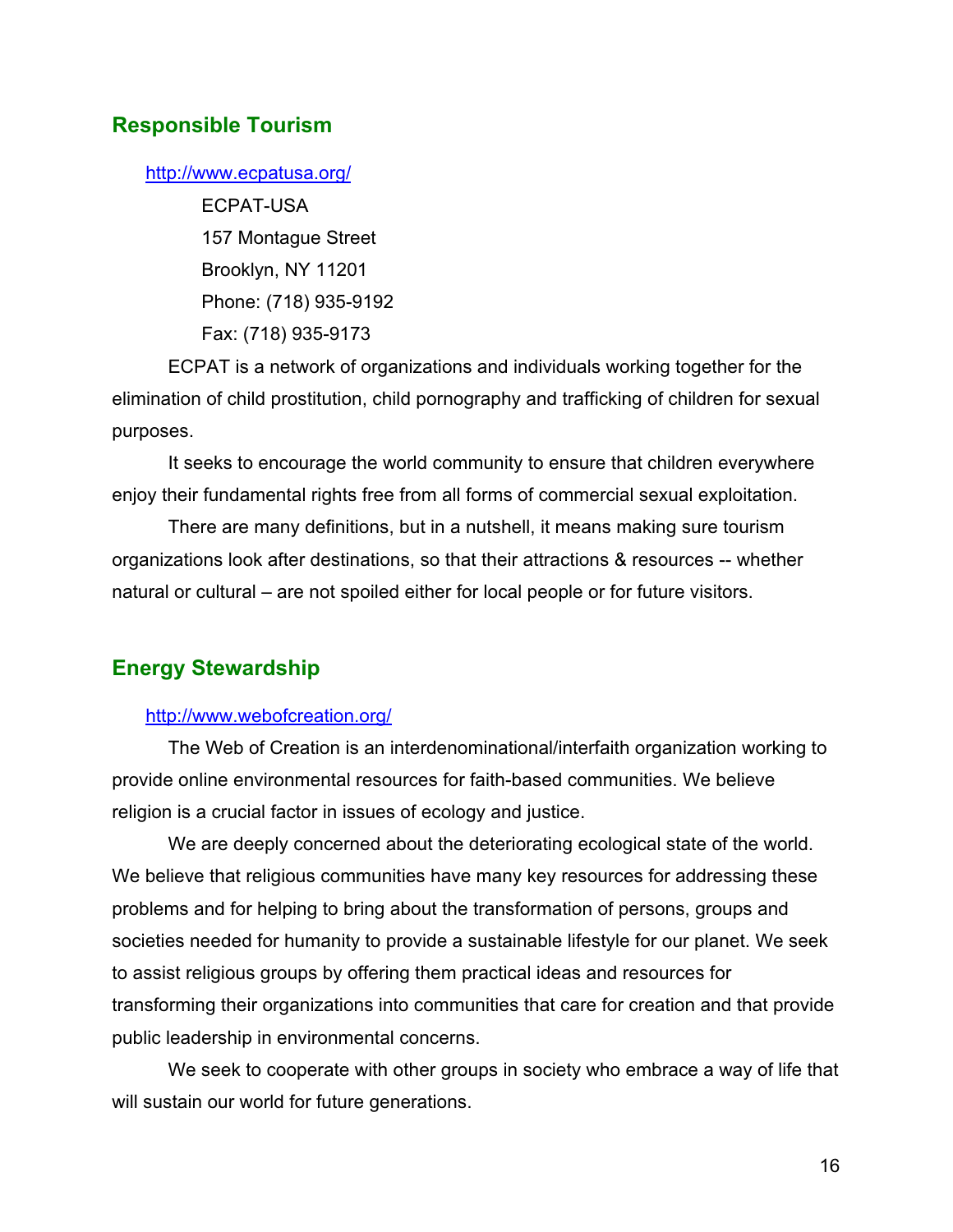## Responsible Tourism

http://www.ecpatusa.org/

ECPAT-USA
157 Montague Street
Brooklyn, NY 11201
Phone: (718) 935-9192
Fax: (718) 935-9173

ECPAT is a network of organizations and individuals working together for the elimination of child prostitution, child pornography and trafficking of children for sexual purposes.

It seeks to encourage the world community to ensure that children everywhere enjoy their fundamental rights free from all forms of commercial sexual exploitation.

There are many definitions, but in a nutshell, it means making sure tourism organizations look after destinations, so that their attractions & resources -- whether natural or cultural – are not spoiled either for local people or for future visitors.

## Energy Stewardship

http://www.webofcreation.org/

The Web of Creation is an interdenominational/interfaith organization working to provide online environmental resources for faith-based communities. We believe religion is a crucial factor in issues of ecology and justice.

We are deeply concerned about the deteriorating ecological state of the world. We believe that religious communities have many key resources for addressing these problems and for helping to bring about the transformation of persons, groups and societies needed for humanity to provide a sustainable lifestyle for our planet. We seek to assist religious groups by offering them practical ideas and resources for transforming their organizations into communities that care for creation and that provide public leadership in environmental concerns.

We seek to cooperate with other groups in society who embrace a way of life that will sustain our world for future generations.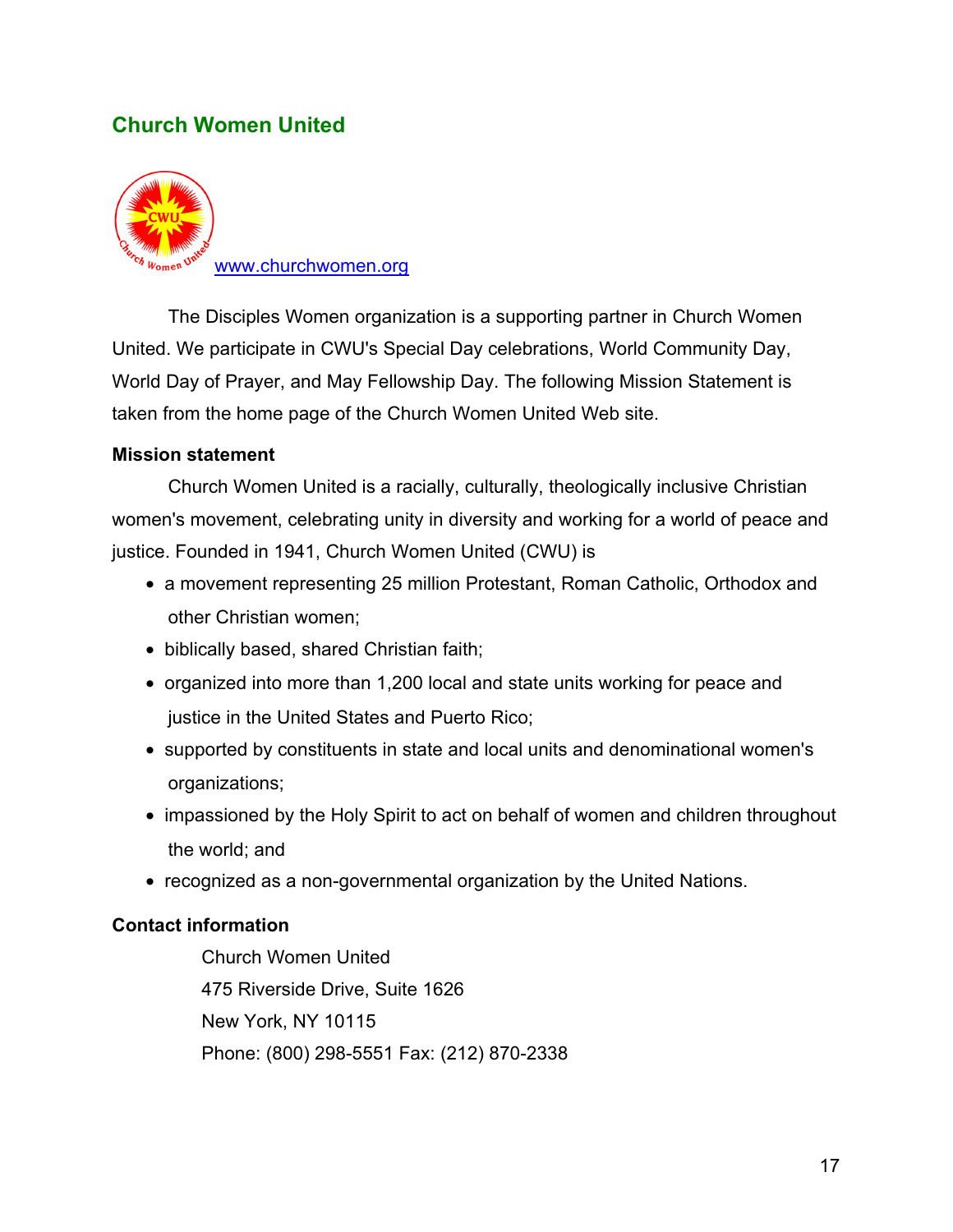## Church Women United

www.churchwomen.org

The Disciples Women organization is a supporting partner in Church Women United. We participate in CWU's Special Day celebrations, World Community Day, World Day of Prayer, and May Fellowship Day. The following Mission Statement is taken from the home page of the Church Women United Web site.

**Mission statement**

Church Women United is a racially, culturally, theologically inclusive Christian women's movement, celebrating unity in diversity and working for a world of peace and justice. Founded in 1941, Church Women United (CWU) is

- a movement representing 25 million Protestant, Roman Catholic, Orthodox and other Christian women;
- biblically based, shared Christian faith;
- organized into more than 1,200 local and state units working for peace and justice in the United States and Puerto Rico;
- supported by constituents in state and local units and denominational women's organizations;
- impassioned by the Holy Spirit to act on behalf of women and children throughout the world; and
- recognized as a non-governmental organization by the United Nations.

**Contact information**

Church Women United
475 Riverside Drive, Suite 1626
New York, NY 10115
Phone: (800) 298-5551 Fax: (212) 870-2338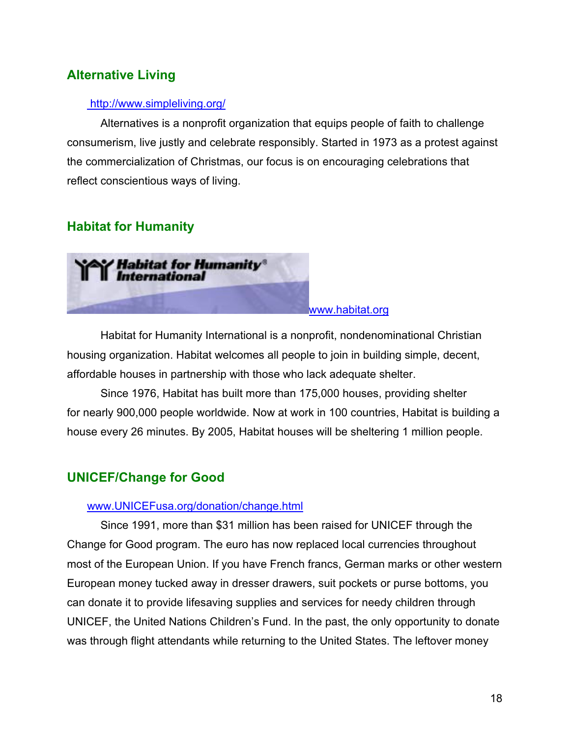## Alternative Living

http://www.simpleliving.org/

Alternatives is a nonprofit organization that equips people of faith to challenge consumerism, live justly and celebrate responsibly. Started in 1973 as a protest against the commercialization of Christmas, our focus is on encouraging celebrations that reflect conscientious ways of living.

## Habitat for Humanity

Habitat for Humanity International

www.habitat.org

Habitat for Humanity International is a nonprofit, nondenominational Christian housing organization. Habitat welcomes all people to join in building simple, decent, affordable houses in partnership with those who lack adequate shelter.

Since 1976, Habitat has built more than 175,000 houses, providing shelter for nearly 900,000 people worldwide. Now at work in 100 countries, Habitat is building a house every 26 minutes. By 2005, Habitat houses will be sheltering 1 million people.

## UNICEF/Change for Good

www.UNICEFusa.org/donation/change.html

Since 1991, more than $31 million has been raised for UNICEF through the Change for Good program. The euro has now replaced local currencies throughout most of the European Union. If you have French francs, German marks or other western European money tucked away in dresser drawers, suit pockets or purse bottoms, you can donate it to provide lifesaving supplies and services for needy children through UNICEF, the United Nations Children's Fund. In the past, the only opportunity to donate was through flight attendants while returning to the United States. The leftover money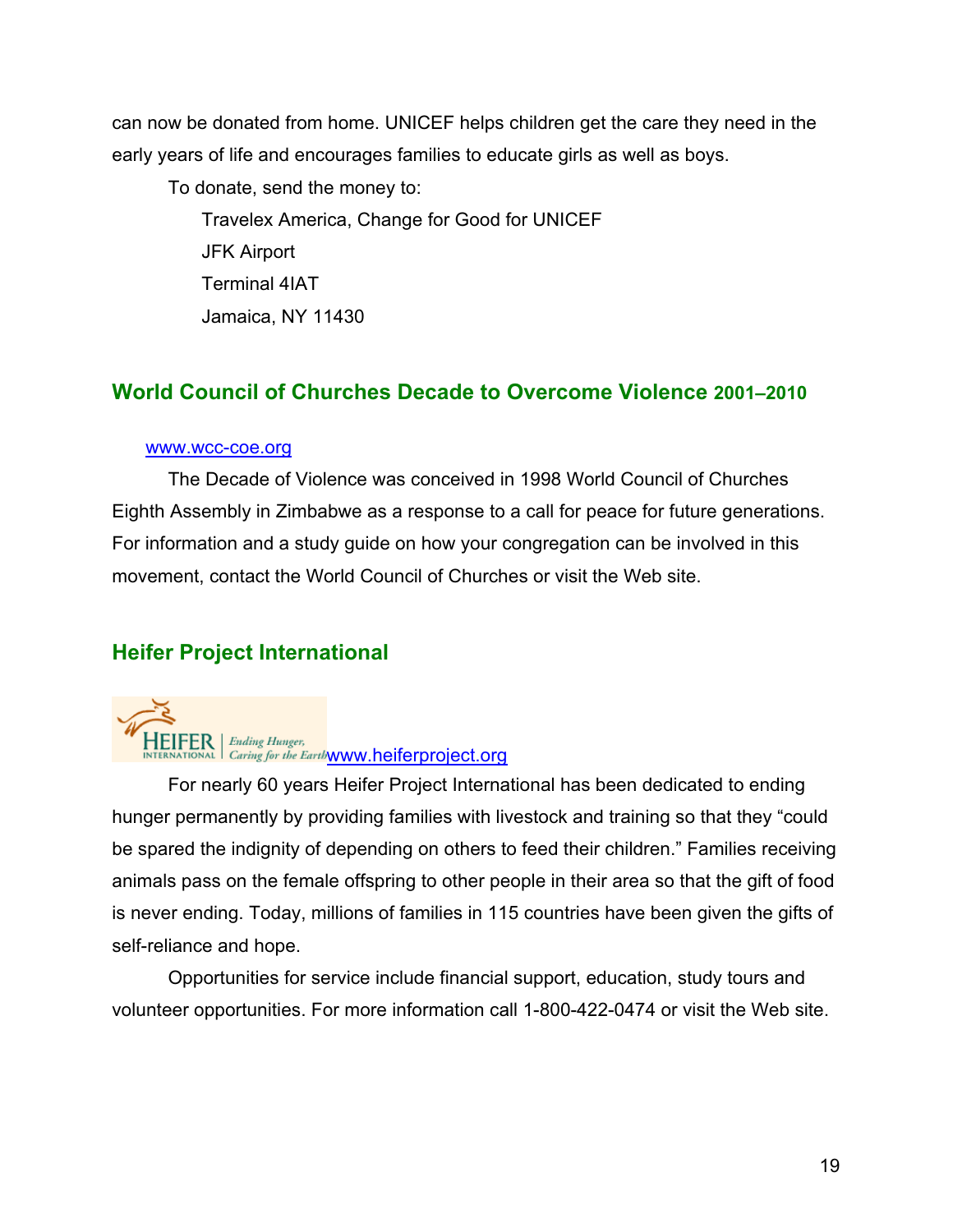can now be donated from home. UNICEF helps children get the care they need in the early years of life and encourages families to educate girls as well as boys.

To donate, send the money to:

Travelex America, Change for Good for UNICEF
JFK Airport
Terminal 4IAT
Jamaica, NY 11430

## World Council of Churches Decade to Overcome Violence 2001–2010

www.wcc-coe.org

The Decade of Violence was conceived in 1998 World Council of Churches Eighth Assembly in Zimbabwe as a response to a call for peace for future generations. For information and a study guide on how your congregation can be involved in this movement, contact the World Council of Churches or visit the Web site.

## Heifer Project International

HEIFER INTERNATIONAL | Ending Hunger, Caring for the Earth www.heiferproject.org

For nearly 60 years Heifer Project International has been dedicated to ending hunger permanently by providing families with livestock and training so that they "could be spared the indignity of depending on others to feed their children." Families receiving animals pass on the female offspring to other people in their area so that the gift of food is never ending. Today, millions of families in 115 countries have been given the gifts of self-reliance and hope.

Opportunities for service include financial support, education, study tours and volunteer opportunities. For more information call 1-800-422-0474 or visit the Web site.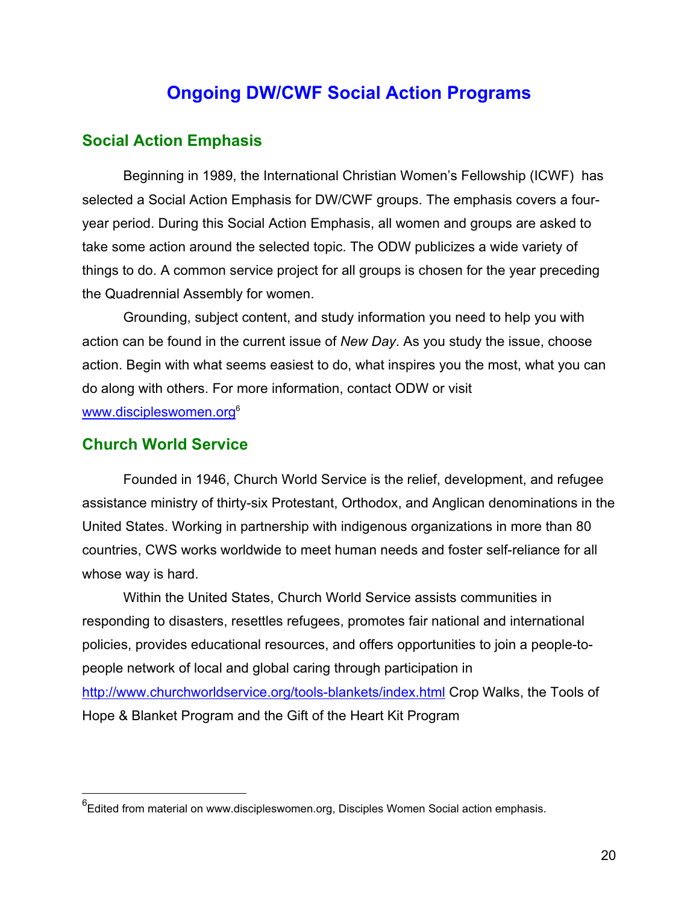# Ongoing DW/CWF Social Action Programs

## Social Action Emphasis

Beginning in 1989, the International Christian Women's Fellowship (ICWF) has selected a Social Action Emphasis for DW/CWF groups. The emphasis covers a four-year period. During this Social Action Emphasis, all women and groups are asked to take some action around the selected topic. The ODW publicizes a wide variety of things to do. A common service project for all groups is chosen for the year preceding the Quadrennial Assembly for women.

Grounding, subject content, and study information you need to help you with action can be found in the current issue of *New Day*. As you study the issue, choose action. Begin with what seems easiest to do, what inspires you the most, what you can do along with others. For more information, contact ODW or visit www.discipleswomen.org[6]

## Church World Service

Founded in 1946, Church World Service is the relief, development, and refugee assistance ministry of thirty-six Protestant, Orthodox, and Anglican denominations in the United States. Working in partnership with indigenous organizations in more than 80 countries, CWS works worldwide to meet human needs and foster self-reliance for all whose way is hard.

Within the United States, Church World Service assists communities in responding to disasters, resettles refugees, promotes fair national and international policies, provides educational resources, and offers opportunities to join a people-to-people network of local and global caring through participation in http://www.churchworldservice.org/tools-blankets/index.html Crop Walks, the Tools of Hope & Blanket Program and the Gift of the Heart Kit Program

---

[6] Edited from material on www.discipleswomen.org, Disciples Women Social action emphasis.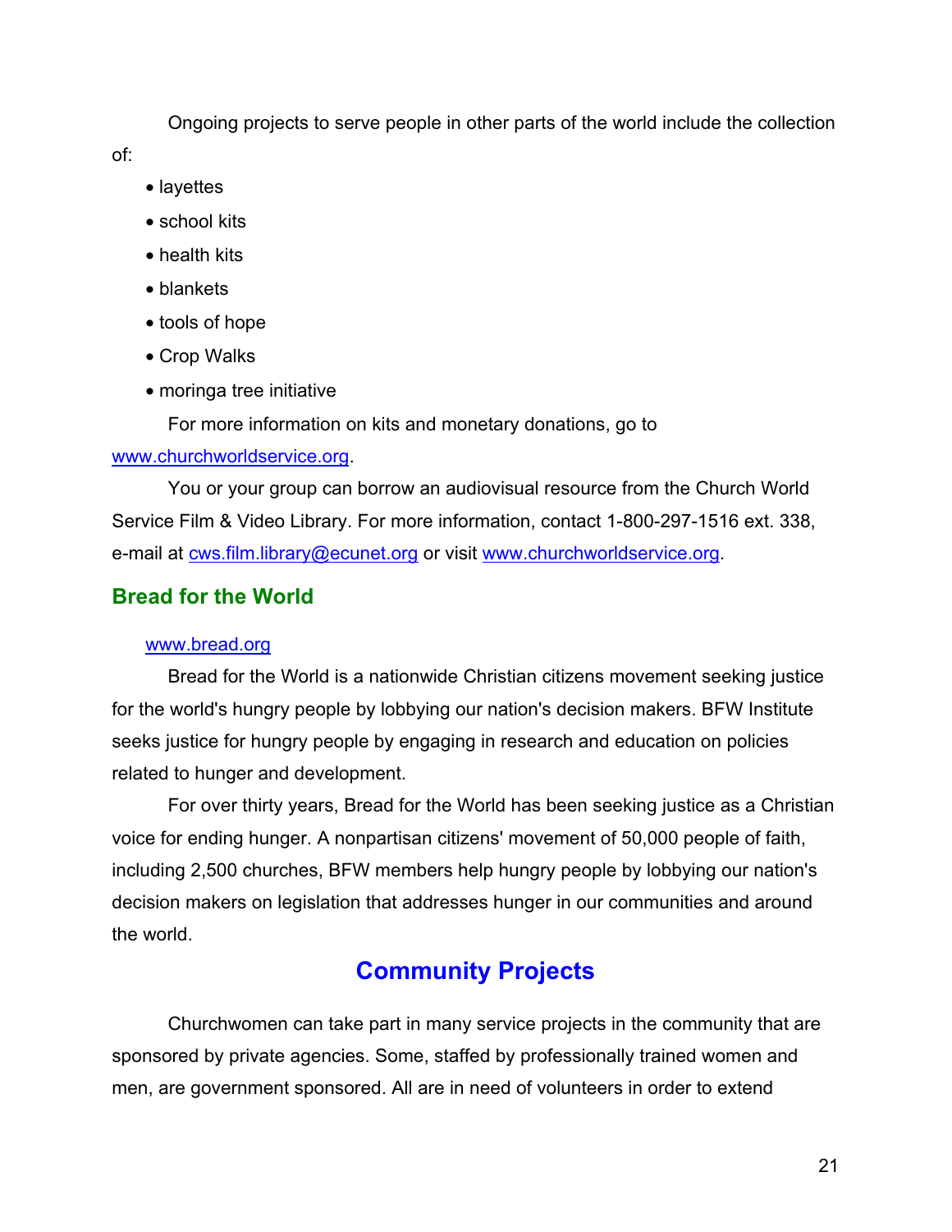Ongoing projects to serve people in other parts of the world include the collection of:

- layettes
- school kits
- health kits
- blankets
- tools of hope
- Crop Walks
- moringa tree initiative

For more information on kits and monetary donations, go to www.churchworldservice.org.

You or your group can borrow an audiovisual resource from the Church World Service Film & Video Library. For more information, contact 1-800-297-1516 ext. 338, e-mail at cws.film.library@ecunet.org or visit www.churchworldservice.org.

### Bread for the World

www.bread.org

Bread for the World is a nationwide Christian citizens movement seeking justice for the world's hungry people by lobbying our nation's decision makers. BFW Institute seeks justice for hungry people by engaging in research and education on policies related to hunger and development.

For over thirty years, Bread for the World has been seeking justice as a Christian voice for ending hunger. A nonpartisan citizens' movement of 50,000 people of faith, including 2,500 churches, BFW members help hungry people by lobbying our nation's decision makers on legislation that addresses hunger in our communities and around the world.

## Community Projects

Churchwomen can take part in many service projects in the community that are sponsored by private agencies. Some, staffed by professionally trained women and men, are government sponsored. All are in need of volunteers in order to extend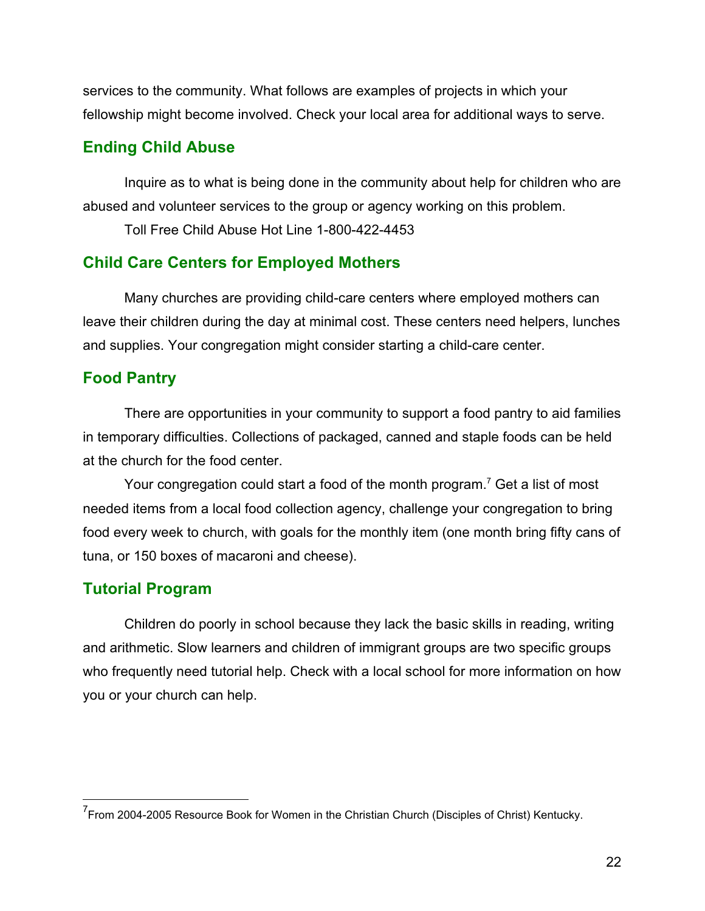services to the community. What follows are examples of projects in which your fellowship might become involved. Check your local area for additional ways to serve.

## Ending Child Abuse

Inquire as to what is being done in the community about help for children who are abused and volunteer services to the group or agency working on this problem.

Toll Free Child Abuse Hot Line 1-800-422-4453

## Child Care Centers for Employed Mothers

Many churches are providing child-care centers where employed mothers can leave their children during the day at minimal cost. These centers need helpers, lunches and supplies. Your congregation might consider starting a child-care center.

## Food Pantry

There are opportunities in your community to support a food pantry to aid families in temporary difficulties. Collections of packaged, canned and staple foods can be held at the church for the food center.

Your congregation could start a food of the month program.[7] Get a list of most needed items from a local food collection agency, challenge your congregation to bring food every week to church, with goals for the monthly item (one month bring fifty cans of tuna, or 150 boxes of macaroni and cheese).

## Tutorial Program

Children do poorly in school because they lack the basic skills in reading, writing and arithmetic. Slow learners and children of immigrant groups are two specific groups who frequently need tutorial help. Check with a local school for more information on how you or your church can help.

---

[7] From 2004-2005 Resource Book for Women in the Christian Church (Disciples of Christ) Kentucky.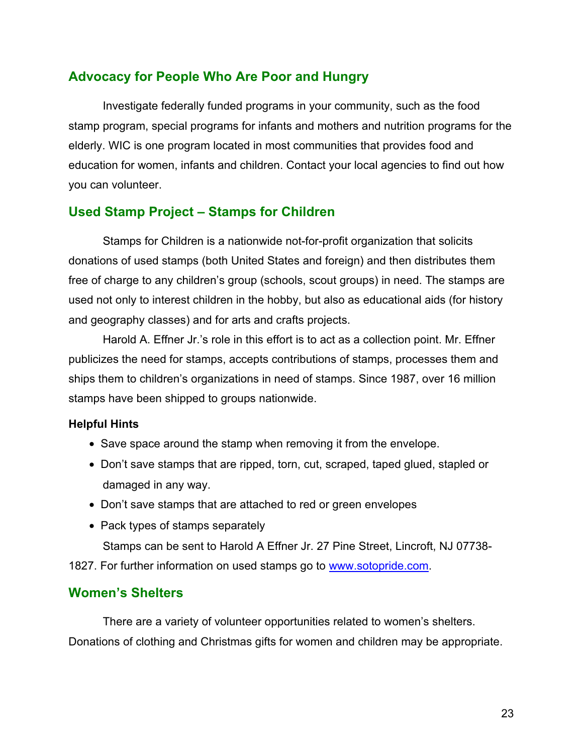## Advocacy for People Who Are Poor and Hungry

Investigate federally funded programs in your community, such as the food stamp program, special programs for infants and mothers and nutrition programs for the elderly. WIC is one program located in most communities that provides food and education for women, infants and children. Contact your local agencies to find out how you can volunteer.

## Used Stamp Project – Stamps for Children

Stamps for Children is a nationwide not-for-profit organization that solicits donations of used stamps (both United States and foreign) and then distributes them free of charge to any children's group (schools, scout groups) in need. The stamps are used not only to interest children in the hobby, but also as educational aids (for history and geography classes) and for arts and crafts projects.

Harold A. Effner Jr.'s role in this effort is to act as a collection point. Mr. Effner publicizes the need for stamps, accepts contributions of stamps, processes them and ships them to children's organizations in need of stamps. Since 1987, over 16 million stamps have been shipped to groups nationwide.

**Helpful Hints**

- Save space around the stamp when removing it from the envelope.
- Don't save stamps that are ripped, torn, cut, scraped, taped glued, stapled or damaged in any way.
- Don't save stamps that are attached to red or green envelopes
- Pack types of stamps separately

Stamps can be sent to Harold A Effner Jr. 27 Pine Street, Lincroft, NJ 07738-1827. For further information on used stamps go to [www.sotopride.com](www.sotopride.com).

## Women's Shelters

There are a variety of volunteer opportunities related to women's shelters. Donations of clothing and Christmas gifts for women and children may be appropriate.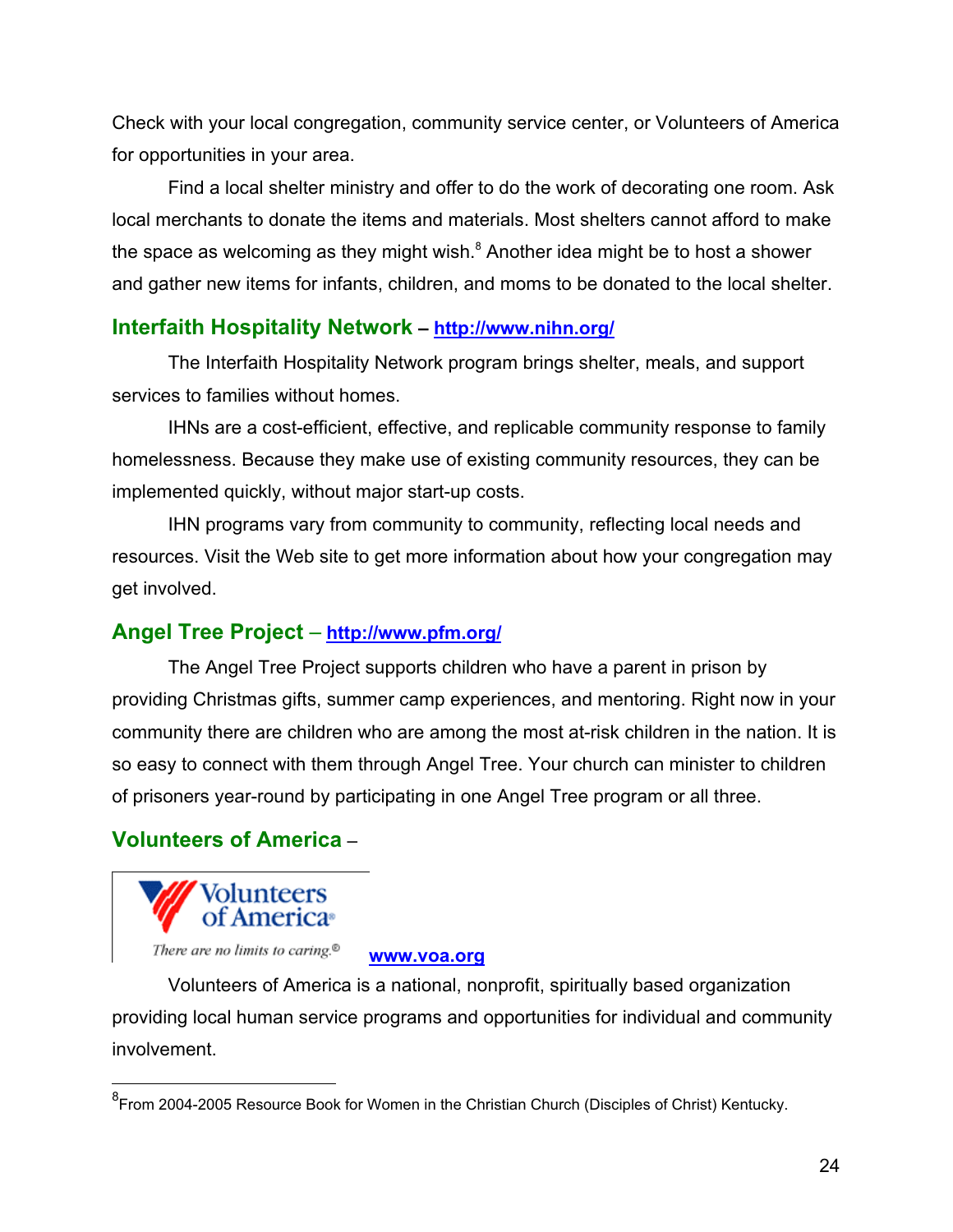Check with your local congregation, community service center, or Volunteers of America for opportunities in your area.

Find a local shelter ministry and offer to do the work of decorating one room. Ask local merchants to donate the items and materials. Most shelters cannot afford to make the space as welcoming as they might wish.[8] Another idea might be to host a shower and gather new items for infants, children, and moms to be donated to the local shelter.

### Interfaith Hospitality Network – http://www.nihn.org/

The Interfaith Hospitality Network program brings shelter, meals, and support services to families without homes.

IHNs are a cost-efficient, effective, and replicable community response to family homelessness. Because they make use of existing community resources, they can be implemented quickly, without major start-up costs.

IHN programs vary from community to community, reflecting local needs and resources. Visit the Web site to get more information about how your congregation may get involved.

### Angel Tree Project – http://www.pfm.org/

The Angel Tree Project supports children who have a parent in prison by providing Christmas gifts, summer camp experiences, and mentoring. Right now in your community there are children who are among the most at-risk children in the nation. It is so easy to connect with them through Angel Tree. Your church can minister to children of prisoners year-round by participating in one Angel Tree program or all three.

### Volunteers of America –

Volunteers of America®
*There are no limits to caring.®*

www.voa.org

Volunteers of America is a national, nonprofit, spiritually based organization providing local human service programs and opportunities for individual and community involvement.

---

[8] From 2004-2005 Resource Book for Women in the Christian Church (Disciples of Christ) Kentucky.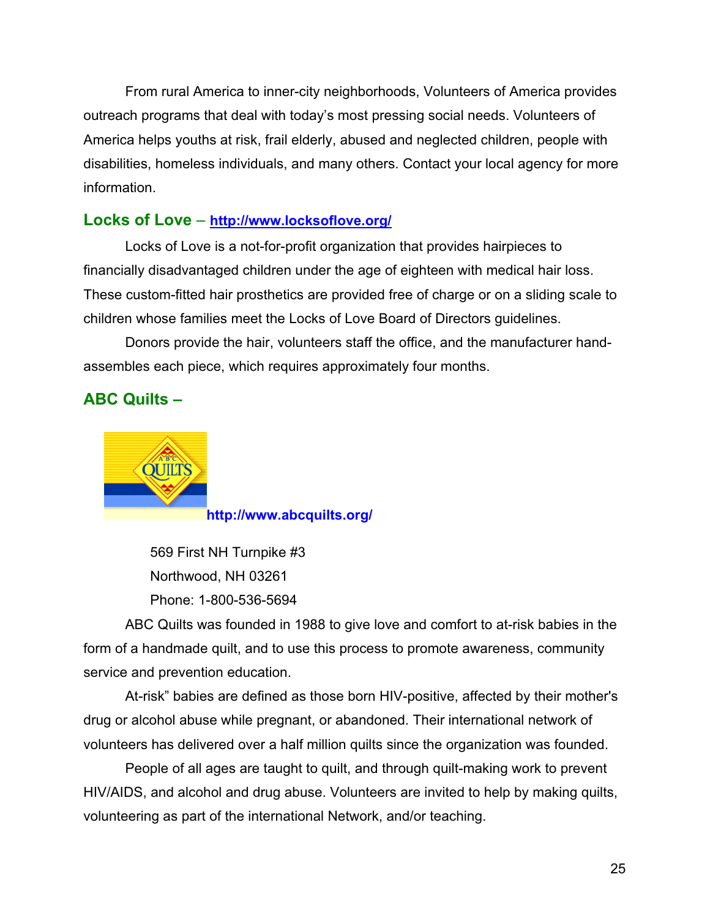From rural America to inner-city neighborhoods, Volunteers of America provides outreach programs that deal with today's most pressing social needs. Volunteers of America helps youths at risk, frail elderly, abused and neglected children, people with disabilities, homeless individuals, and many others. Contact your local agency for more information.

## Locks of Love – http://www.locksoflove.org/

Locks of Love is a not-for-profit organization that provides hairpieces to financially disadvantaged children under the age of eighteen with medical hair loss. These custom-fitted hair prosthetics are provided free of charge or on a sliding scale to children whose families meet the Locks of Love Board of Directors guidelines.

Donors provide the hair, volunteers staff the office, and the manufacturer hand-assembles each piece, which requires approximately four months.

## ABC Quilts –

http://www.abcquilts.org/

569 First NH Turnpike #3
Northwood, NH 03261
Phone: 1-800-536-5694

ABC Quilts was founded in 1988 to give love and comfort to at-risk babies in the form of a handmade quilt, and to use this process to promote awareness, community service and prevention education.

At-risk" babies are defined as those born HIV-positive, affected by their mother's drug or alcohol abuse while pregnant, or abandoned. Their international network of volunteers has delivered over a half million quilts since the organization was founded.

People of all ages are taught to quilt, and through quilt-making work to prevent HIV/AIDS, and alcohol and drug abuse. Volunteers are invited to help by making quilts, volunteering as part of the international Network, and/or teaching.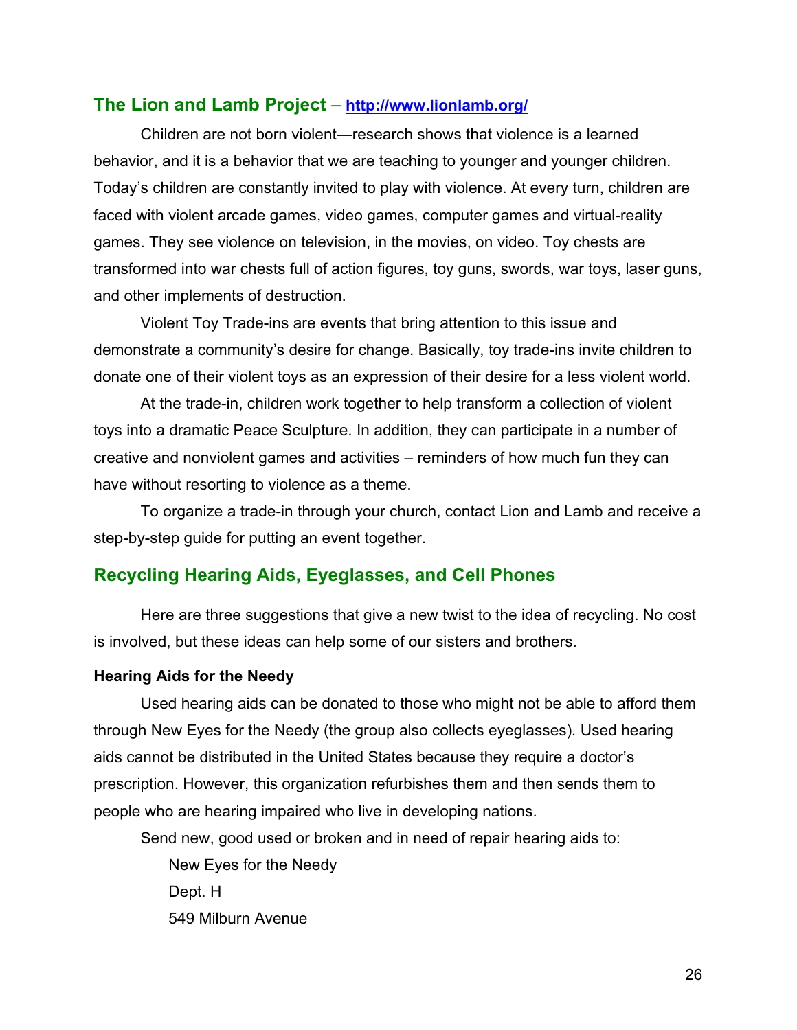## The Lion and Lamb Project – http://www.lionlamb.org/

Children are not born violent—research shows that violence is a learned behavior, and it is a behavior that we are teaching to younger and younger children. Today's children are constantly invited to play with violence. At every turn, children are faced with violent arcade games, video games, computer games and virtual-reality games. They see violence on television, in the movies, on video. Toy chests are transformed into war chests full of action figures, toy guns, swords, war toys, laser guns, and other implements of destruction.

Violent Toy Trade-ins are events that bring attention to this issue and demonstrate a community's desire for change. Basically, toy trade-ins invite children to donate one of their violent toys as an expression of their desire for a less violent world.

At the trade-in, children work together to help transform a collection of violent toys into a dramatic Peace Sculpture. In addition, they can participate in a number of creative and nonviolent games and activities – reminders of how much fun they can have without resorting to violence as a theme.

To organize a trade-in through your church, contact Lion and Lamb and receive a step-by-step guide for putting an event together.

## Recycling Hearing Aids, Eyeglasses, and Cell Phones

Here are three suggestions that give a new twist to the idea of recycling. No cost is involved, but these ideas can help some of our sisters and brothers.

### Hearing Aids for the Needy

Used hearing aids can be donated to those who might not be able to afford them through New Eyes for the Needy (the group also collects eyeglasses). Used hearing aids cannot be distributed in the United States because they require a doctor's prescription. However, this organization refurbishes them and then sends them to people who are hearing impaired who live in developing nations.

Send new, good used or broken and in need of repair hearing aids to:

New Eyes for the Needy
Dept. H
549 Milburn Avenue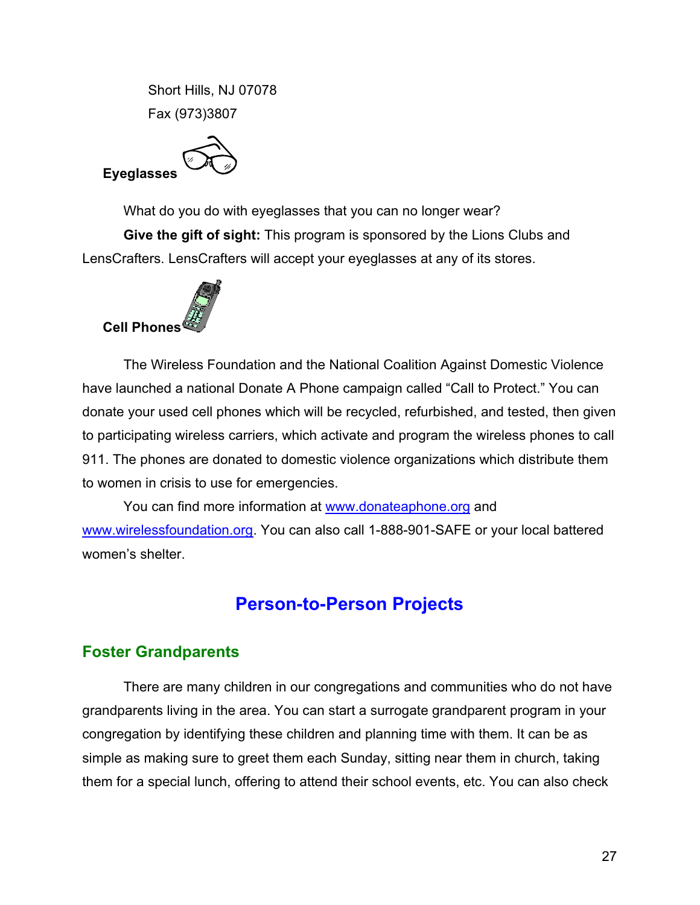Short Hills, NJ 07078

Fax (973)3807

**Eyeglasses**

What do you do with eyeglasses that you can no longer wear?

**Give the gift of sight:** This program is sponsored by the Lions Clubs and LensCrafters. LensCrafters will accept your eyeglasses at any of its stores.

**Cell Phones**

The Wireless Foundation and the National Coalition Against Domestic Violence have launched a national Donate A Phone campaign called "Call to Protect." You can donate your used cell phones which will be recycled, refurbished, and tested, then given to participating wireless carriers, which activate and program the wireless phones to call 911. The phones are donated to domestic violence organizations which distribute them to women in crisis to use for emergencies.

You can find more information at www.donateaphone.org and www.wirelessfoundation.org. You can also call 1-888-901-SAFE or your local battered women's shelter.

# Person-to-Person Projects

## Foster Grandparents

There are many children in our congregations and communities who do not have grandparents living in the area. You can start a surrogate grandparent program in your congregation by identifying these children and planning time with them. It can be as simple as making sure to greet them each Sunday, sitting near them in church, taking them for a special lunch, offering to attend their school events, etc. You can also check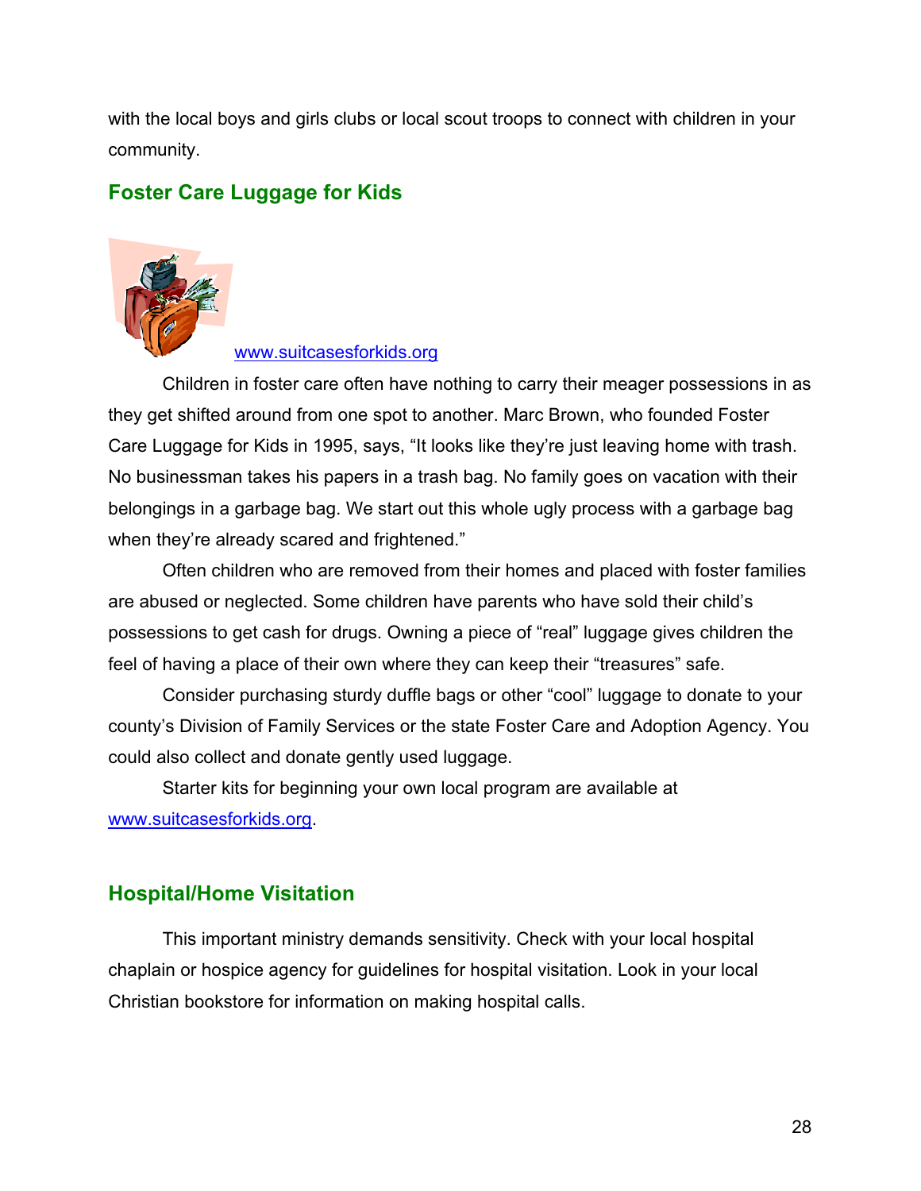with the local boys and girls clubs or local scout troops to connect with children in your community.

## Foster Care Luggage for Kids

www.suitcasesforkids.org

Children in foster care often have nothing to carry their meager possessions in as they get shifted around from one spot to another. Marc Brown, who founded Foster Care Luggage for Kids in 1995, says, "It looks like they're just leaving home with trash. No businessman takes his papers in a trash bag. No family goes on vacation with their belongings in a garbage bag. We start out this whole ugly process with a garbage bag when they're already scared and frightened."

Often children who are removed from their homes and placed with foster families are abused or neglected. Some children have parents who have sold their child's possessions to get cash for drugs. Owning a piece of "real" luggage gives children the feel of having a place of their own where they can keep their "treasures" safe.

Consider purchasing sturdy duffle bags or other "cool" luggage to donate to your county's Division of Family Services or the state Foster Care and Adoption Agency. You could also collect and donate gently used luggage.

Starter kits for beginning your own local program are available at www.suitcasesforkids.org.

## Hospital/Home Visitation

This important ministry demands sensitivity. Check with your local hospital chaplain or hospice agency for guidelines for hospital visitation. Look in your local Christian bookstore for information on making hospital calls.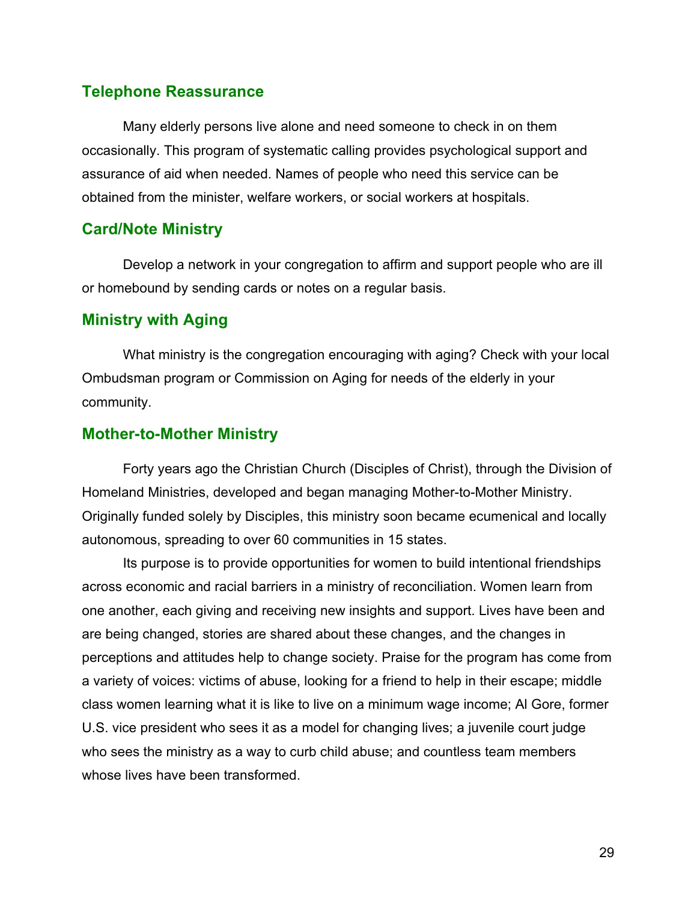## Telephone Reassurance

Many elderly persons live alone and need someone to check in on them occasionally. This program of systematic calling provides psychological support and assurance of aid when needed. Names of people who need this service can be obtained from the minister, welfare workers, or social workers at hospitals.

## Card/Note Ministry

Develop a network in your congregation to affirm and support people who are ill or homebound by sending cards or notes on a regular basis.

## Ministry with Aging

What ministry is the congregation encouraging with aging? Check with your local Ombudsman program or Commission on Aging for needs of the elderly in your community.

## Mother-to-Mother Ministry

Forty years ago the Christian Church (Disciples of Christ), through the Division of Homeland Ministries, developed and began managing Mother-to-Mother Ministry. Originally funded solely by Disciples, this ministry soon became ecumenical and locally autonomous, spreading to over 60 communities in 15 states.

Its purpose is to provide opportunities for women to build intentional friendships across economic and racial barriers in a ministry of reconciliation. Women learn from one another, each giving and receiving new insights and support. Lives have been and are being changed, stories are shared about these changes, and the changes in perceptions and attitudes help to change society. Praise for the program has come from a variety of voices: victims of abuse, looking for a friend to help in their escape; middle class women learning what it is like to live on a minimum wage income; Al Gore, former U.S. vice president who sees it as a model for changing lives; a juvenile court judge who sees the ministry as a way to curb child abuse; and countless team members whose lives have been transformed.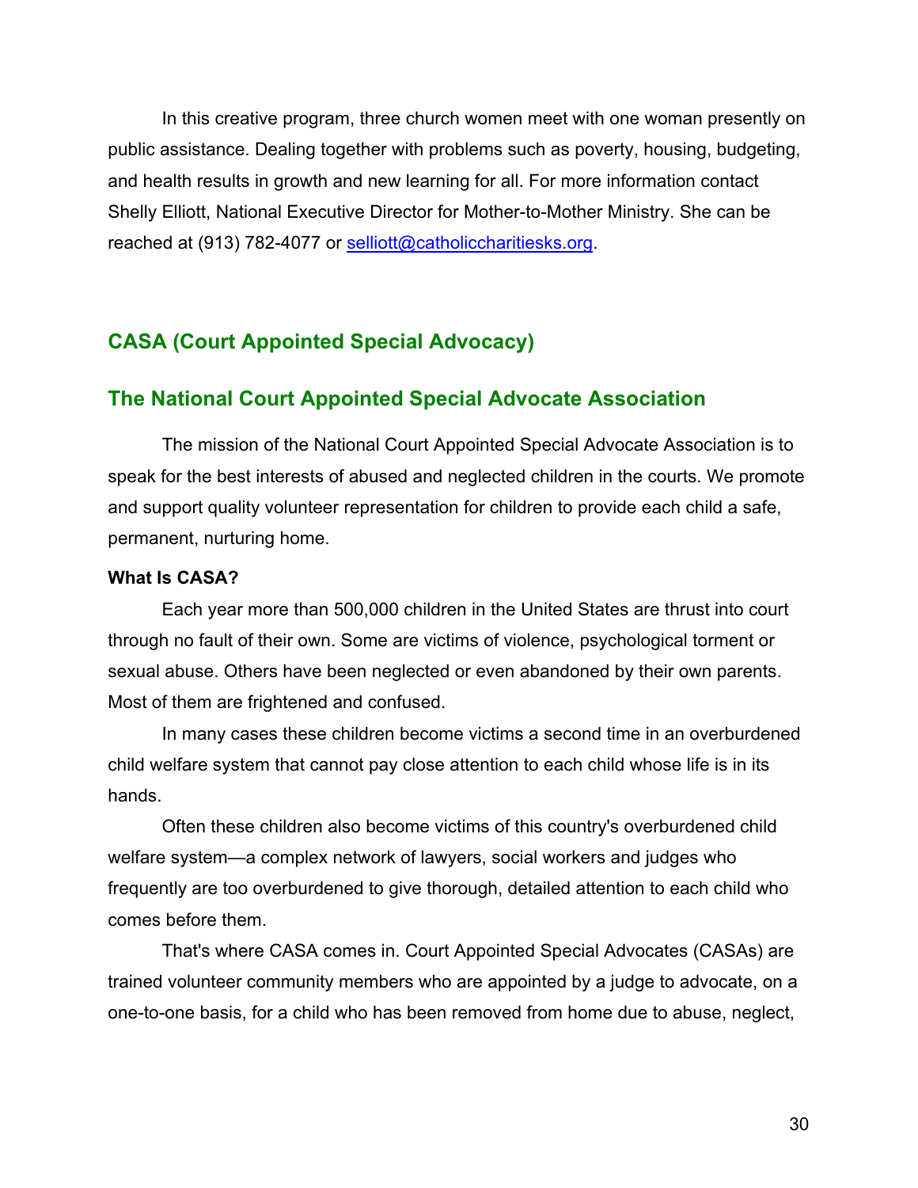In this creative program, three church women meet with one woman presently on public assistance. Dealing together with problems such as poverty, housing, budgeting, and health results in growth and new learning for all. For more information contact Shelly Elliott, National Executive Director for Mother-to-Mother Ministry. She can be reached at (913) 782-4077 or selliott@catholiccharitiesks.org.

## CASA (Court Appointed Special Advocacy)

## The National Court Appointed Special Advocate Association

The mission of the National Court Appointed Special Advocate Association is to speak for the best interests of abused and neglected children in the courts. We promote and support quality volunteer representation for children to provide each child a safe, permanent, nurturing home.

**What Is CASA?**

Each year more than 500,000 children in the United States are thrust into court through no fault of their own. Some are victims of violence, psychological torment or sexual abuse. Others have been neglected or even abandoned by their own parents. Most of them are frightened and confused.

In many cases these children become victims a second time in an overburdened child welfare system that cannot pay close attention to each child whose life is in its hands.

Often these children also become victims of this country's overburdened child welfare system—a complex network of lawyers, social workers and judges who frequently are too overburdened to give thorough, detailed attention to each child who comes before them.

That's where CASA comes in. Court Appointed Special Advocates (CASAs) are trained volunteer community members who are appointed by a judge to advocate, on a one-to-one basis, for a child who has been removed from home due to abuse, neglect,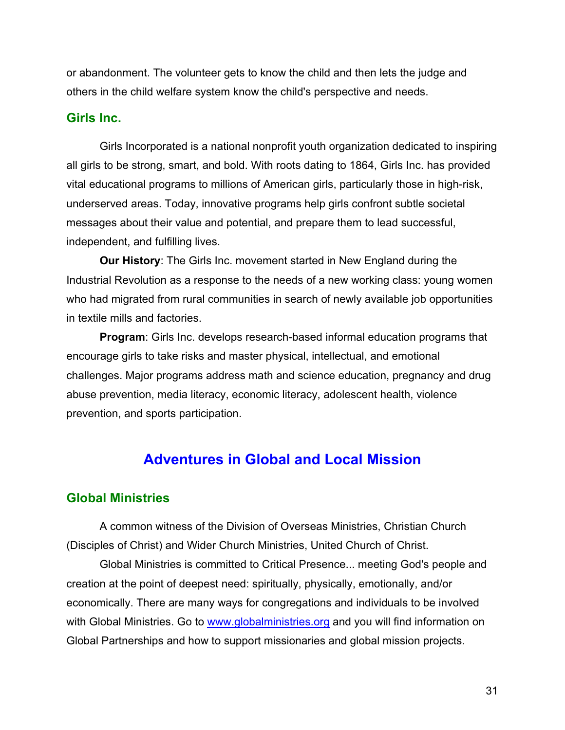or abandonment. The volunteer gets to know the child and then lets the judge and others in the child welfare system know the child's perspective and needs.

### Girls Inc.

Girls Incorporated is a national nonprofit youth organization dedicated to inspiring all girls to be strong, smart, and bold. With roots dating to 1864, Girls Inc. has provided vital educational programs to millions of American girls, particularly those in high-risk, underserved areas. Today, innovative programs help girls confront subtle societal messages about their value and potential, and prepare them to lead successful, independent, and fulfilling lives.

**Our History**: The Girls Inc. movement started in New England during the Industrial Revolution as a response to the needs of a new working class: young women who had migrated from rural communities in search of newly available job opportunities in textile mills and factories.

**Program**: Girls Inc. develops research-based informal education programs that encourage girls to take risks and master physical, intellectual, and emotional challenges. Major programs address math and science education, pregnancy and drug abuse prevention, media literacy, economic literacy, adolescent health, violence prevention, and sports participation.

## Adventures in Global and Local Mission

### Global Ministries

A common witness of the Division of Overseas Ministries, Christian Church (Disciples of Christ) and Wider Church Ministries, United Church of Christ.

Global Ministries is committed to Critical Presence... meeting God's people and creation at the point of deepest need: spiritually, physically, emotionally, and/or economically. There are many ways for congregations and individuals to be involved with Global Ministries. Go to [www.globalministries.org](http://www.globalministries.org) and you will find information on Global Partnerships and how to support missionaries and global mission projects.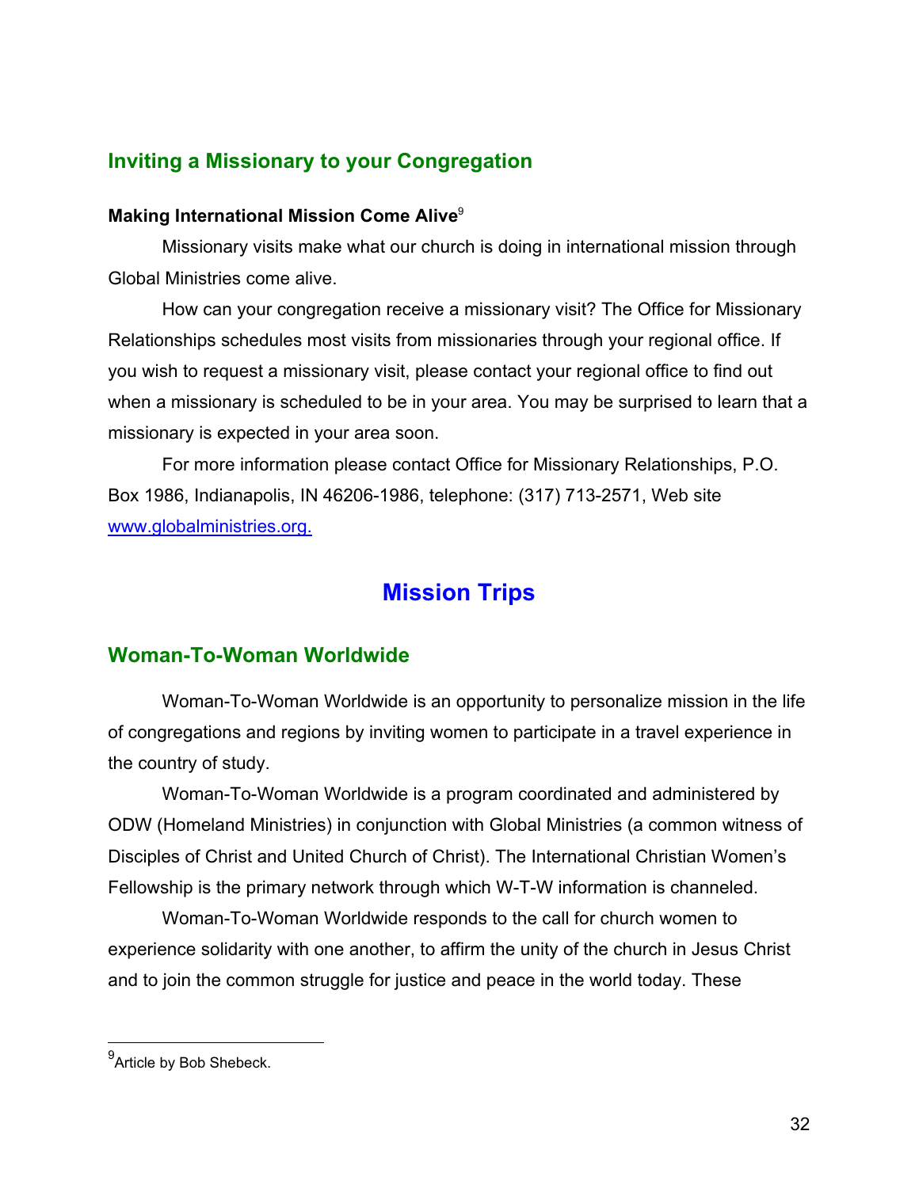## Inviting a Missionary to your Congregation

### Making International Mission Come Alive[9]

Missionary visits make what our church is doing in international mission through Global Ministries come alive.

How can your congregation receive a missionary visit? The Office for Missionary Relationships schedules most visits from missionaries through your regional office. If you wish to request a missionary visit, please contact your regional office to find out when a missionary is scheduled to be in your area. You may be surprised to learn that a missionary is expected in your area soon.

For more information please contact Office for Missionary Relationships, P.O. Box 1986, Indianapolis, IN 46206-1986, telephone: (317) 713-2571, Web site [www.globalministries.org.](http://www.globalministries.org)

# Mission Trips

## Woman-To-Woman Worldwide

Woman-To-Woman Worldwide is an opportunity to personalize mission in the life of congregations and regions by inviting women to participate in a travel experience in the country of study.

Woman-To-Woman Worldwide is a program coordinated and administered by ODW (Homeland Ministries) in conjunction with Global Ministries (a common witness of Disciples of Christ and United Church of Christ). The International Christian Women's Fellowship is the primary network through which W-T-W information is channeled.

Woman-To-Woman Worldwide responds to the call for church women to experience solidarity with one another, to affirm the unity of the church in Jesus Christ and to join the common struggle for justice and peace in the world today. These

---

[9] Article by Bob Shebeck.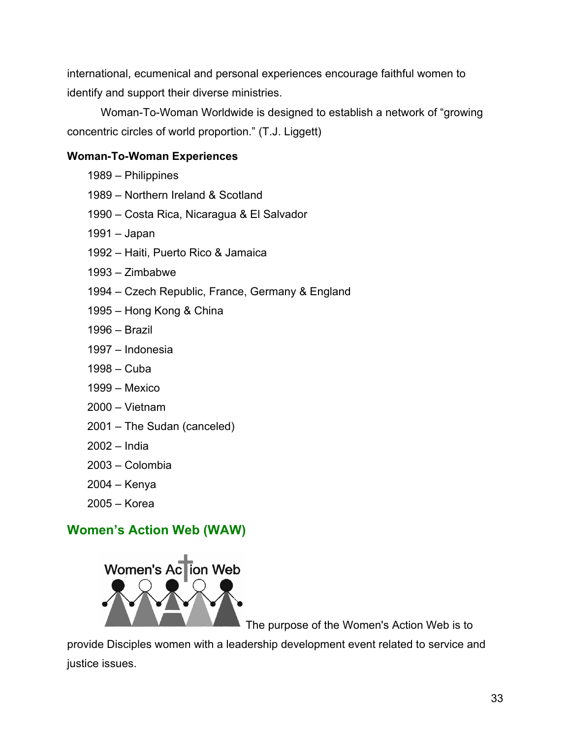international, ecumenical and personal experiences encourage faithful women to identify and support their diverse ministries.

Woman-To-Woman Worldwide is designed to establish a network of “growing concentric circles of world proportion.” (T.J. Liggett)

**Woman-To-Woman Experiences**

1989 – Philippines
1989 – Northern Ireland & Scotland
1990 – Costa Rica, Nicaragua & El Salvador
1991 – Japan
1992 – Haiti, Puerto Rico & Jamaica
1993 – Zimbabwe
1994 – Czech Republic, France, Germany & England
1995 – Hong Kong & China
1996 – Brazil
1997 – Indonesia
1998 – Cuba
1999 – Mexico
2000 – Vietnam
2001 – The Sudan (canceled)
2002 – India
2003 – Colombia
2004 – Kenya
2005 – Korea

## Women’s Action Web (WAW)

Women's Action Web

The purpose of the Women's Action Web is to provide Disciples women with a leadership development event related to service and justice issues.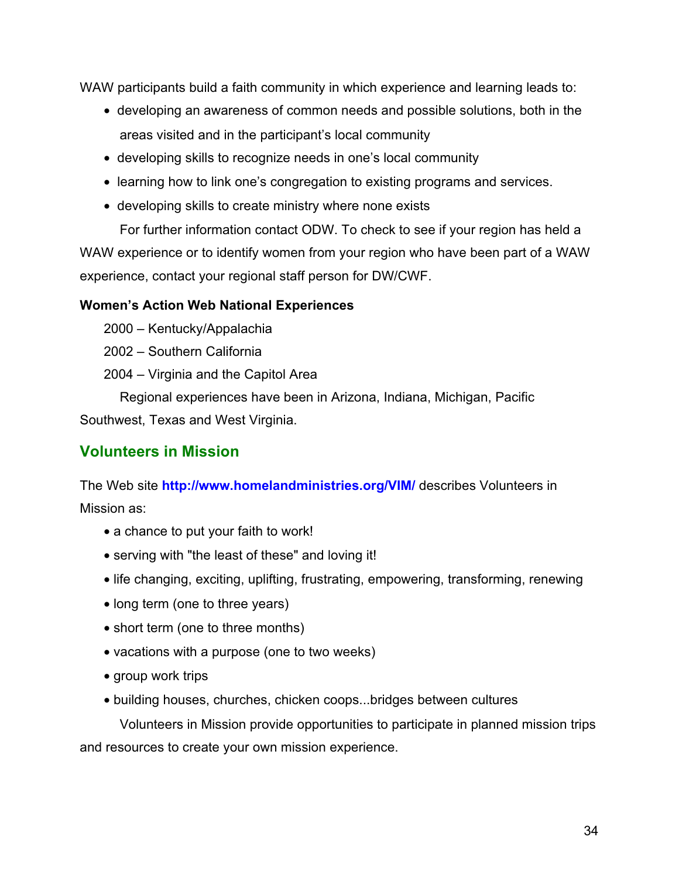WAW participants build a faith community in which experience and learning leads to:

- developing an awareness of common needs and possible solutions, both in the areas visited and in the participant's local community
- developing skills to recognize needs in one's local community
- learning how to link one's congregation to existing programs and services.
- developing skills to create ministry where none exists

For further information contact ODW. To check to see if your region has held a WAW experience or to identify women from your region who have been part of a WAW experience, contact your regional staff person for DW/CWF.

**Women's Action Web National Experiences**

2000 – Kentucky/Appalachia

2002 – Southern California

2004 – Virginia and the Capitol Area

Regional experiences have been in Arizona, Indiana, Michigan, Pacific Southwest, Texas and West Virginia.

## Volunteers in Mission

The Web site **http://www.homelandministries.org/VIM/** describes Volunteers in Mission as:

- a chance to put your faith to work!
- serving with "the least of these" and loving it!
- life changing, exciting, uplifting, frustrating, empowering, transforming, renewing
- long term (one to three years)
- short term (one to three months)
- vacations with a purpose (one to two weeks)
- group work trips
- building houses, churches, chicken coops...bridges between cultures

Volunteers in Mission provide opportunities to participate in planned mission trips and resources to create your own mission experience.